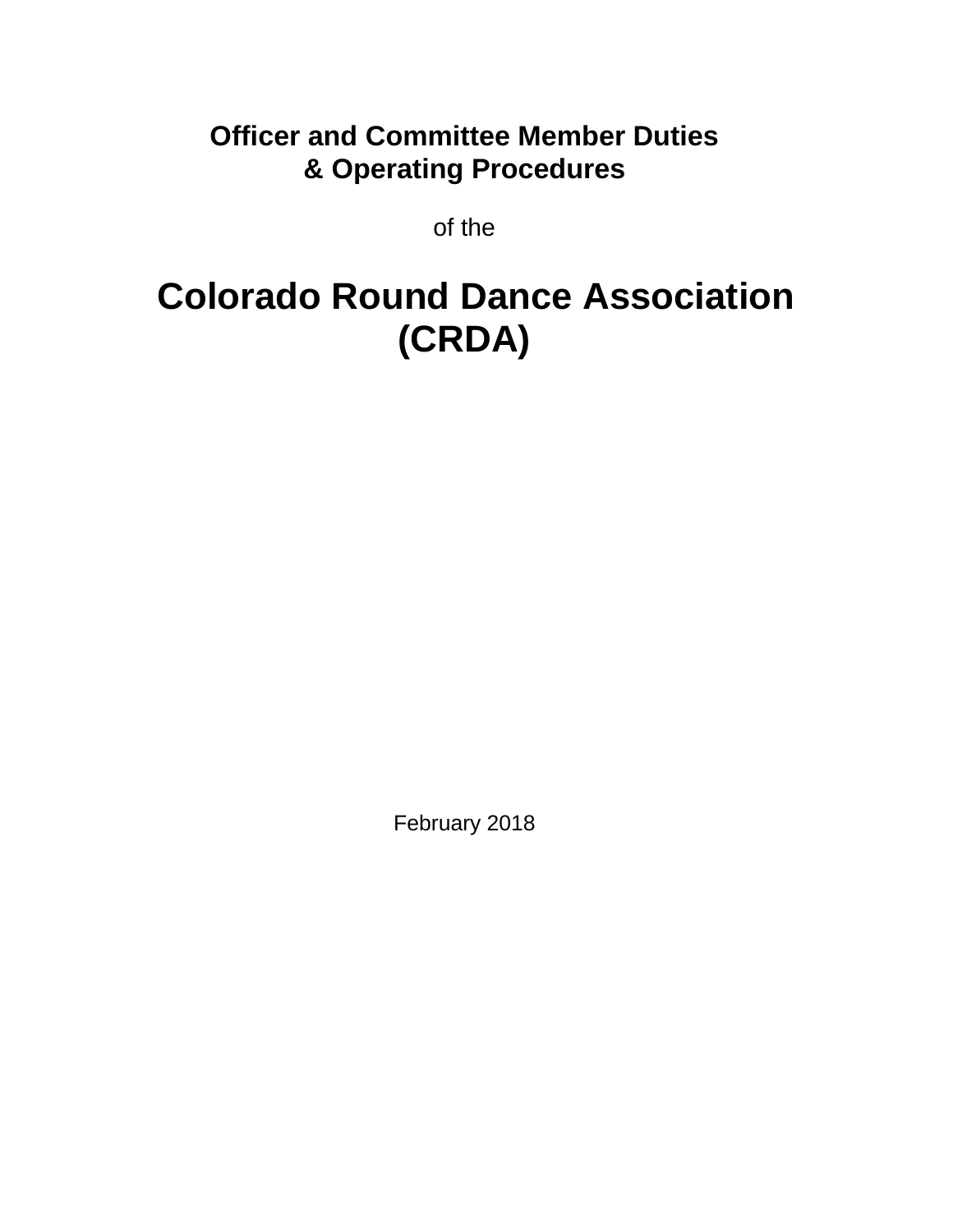**Officer and Committee Member Duties**
**& Operating Procedures**

of the

# Colorado Round Dance Association (CRDA)

February 2018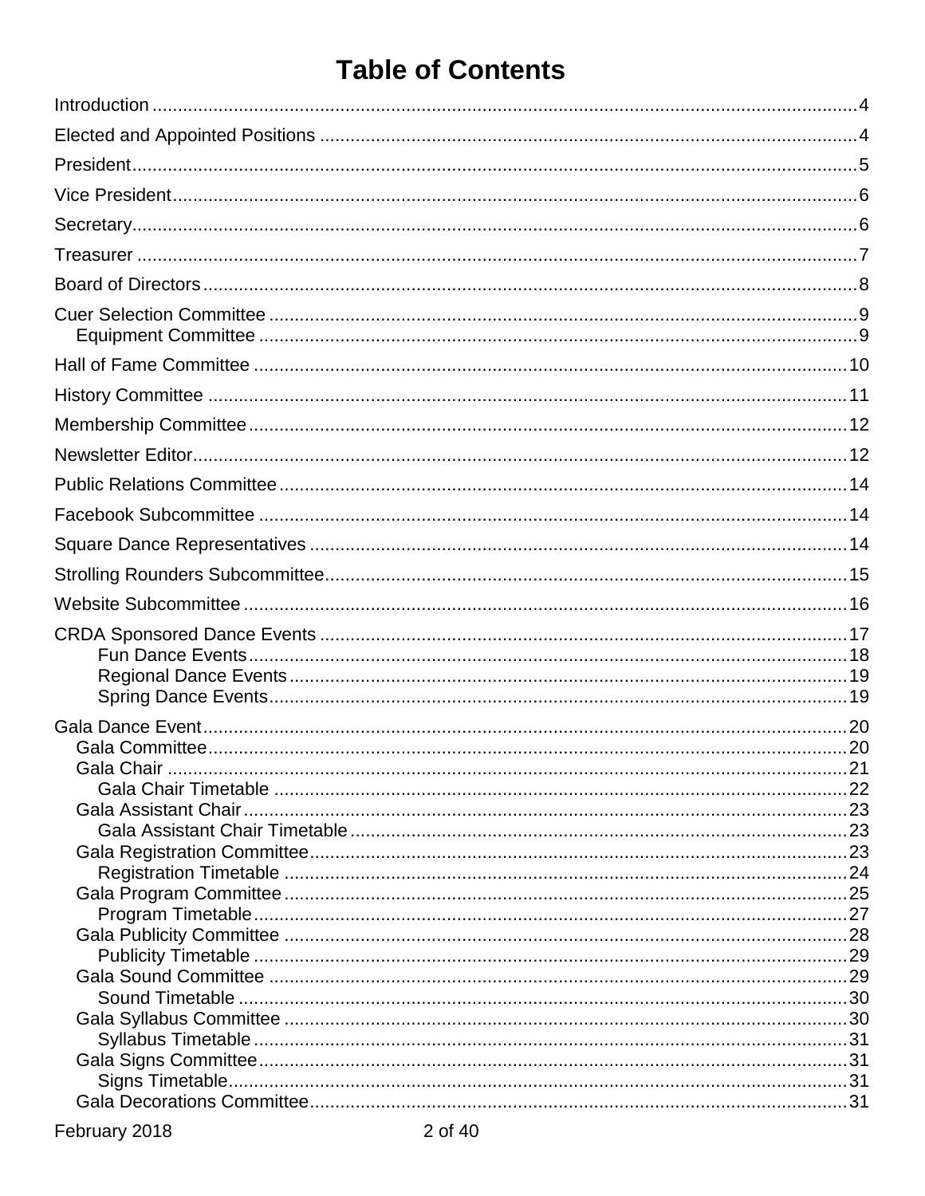# Table of Contents

- Introduction ..... 4
- Elected and Appointed Positions ..... 4
- President ..... 5
- Vice President ..... 6
- Secretary ..... 6
- Treasurer ..... 7
- Board of Directors ..... 8
- Cuer Selection Committee ..... 9
  - Equipment Committee ..... 9
- Hall of Fame Committee ..... 10
- History Committee ..... 11
- Membership Committee ..... 12
- Newsletter Editor ..... 12
- Public Relations Committee ..... 14
- Facebook Subcommittee ..... 14
- Square Dance Representatives ..... 14
- Strolling Rounders Subcommittee ..... 15
- Website Subcommittee ..... 16
- CRDA Sponsored Dance Events ..... 17
    - Fun Dance Events ..... 18
    - Regional Dance Events ..... 19
    - Spring Dance Events ..... 19
- Gala Dance Event ..... 20
  - Gala Committee ..... 20
  - Gala Chair ..... 21
    - Gala Chair Timetable ..... 22
  - Gala Assistant Chair ..... 23
    - Gala Assistant Chair Timetable ..... 23
  - Gala Registration Committee ..... 23
    - Registration Timetable ..... 24
  - Gala Program Committee ..... 25
    - Program Timetable ..... 27
  - Gala Publicity Committee ..... 28
    - Publicity Timetable ..... 29
  - Gala Sound Committee ..... 29
    - Sound Timetable ..... 30
  - Gala Syllabus Committee ..... 30
    - Syllabus Timetable ..... 31
  - Gala Signs Committee ..... 31
    - Signs Timetable ..... 31
  - Gala Decorations Committee ..... 31

February 2018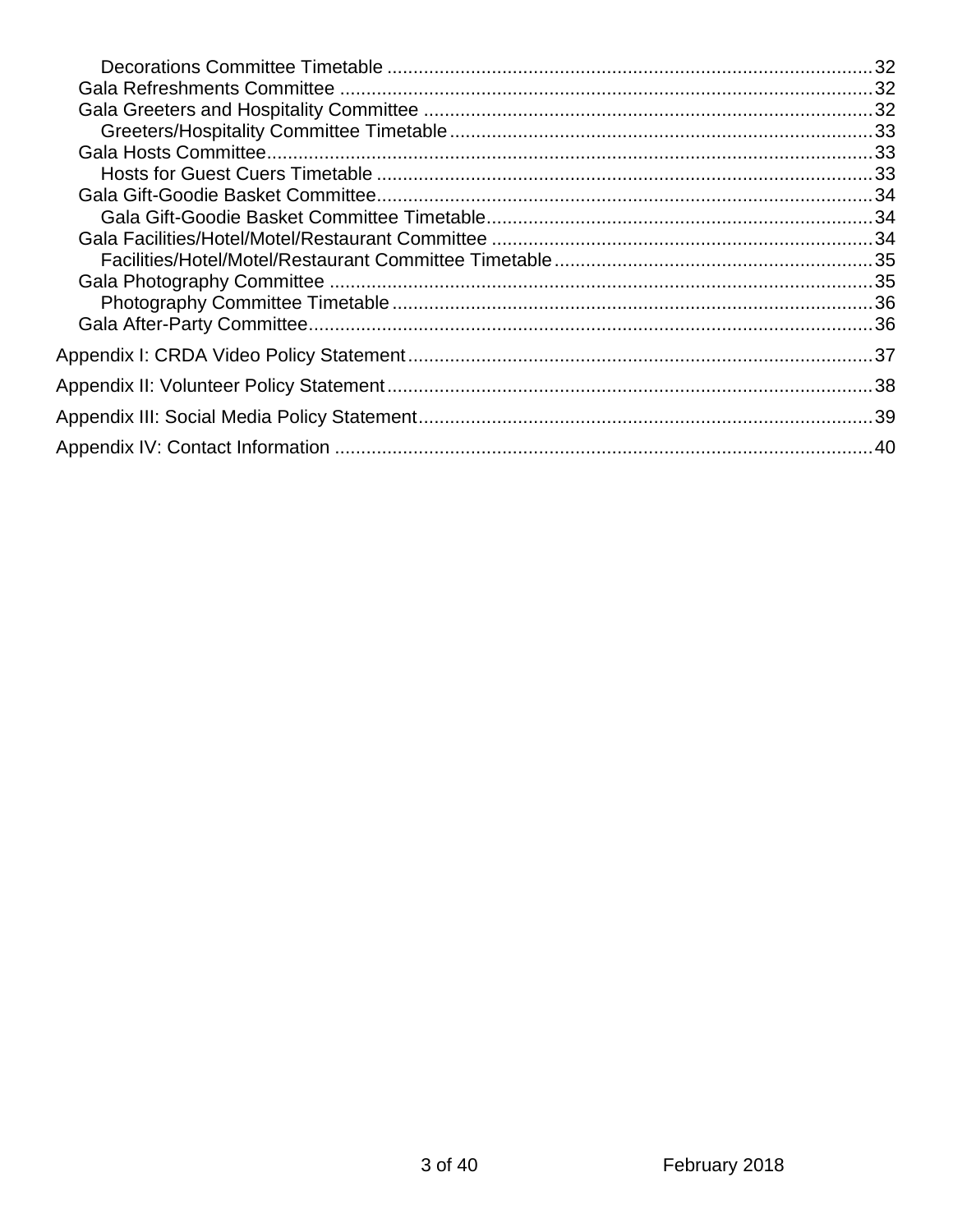Decorations Committee Timetable ............................................................................................32
Gala Refreshments Committee ......................................................................................................32
Gala Greeters and Hospitality Committee ......................................................................................32
Greeters/Hospitality Committee Timetable ..................................................................................33
Gala Hosts Committee....................................................................................................................33
Hosts for Guest Cuers Timetable ................................................................................................33
Gala Gift-Goodie Basket Committee..............................................................................................34
Gala Gift-Goodie Basket Committee Timetable..........................................................................34
Gala Facilities/Hotel/Motel/Restaurant Committee .........................................................................34
Facilities/Hotel/Motel/Restaurant Committee Timetable .............................................................35
Gala Photography Committee ........................................................................................................35
Photography Committee Timetable .............................................................................................36
Gala After-Party Committee............................................................................................................36

Appendix I: CRDA Video Policy Statement........................................................................................37

Appendix II: Volunteer Policy Statement............................................................................................38

Appendix III: Social Media Policy Statement......................................................................................39

Appendix IV: Contact Information ......................................................................................................40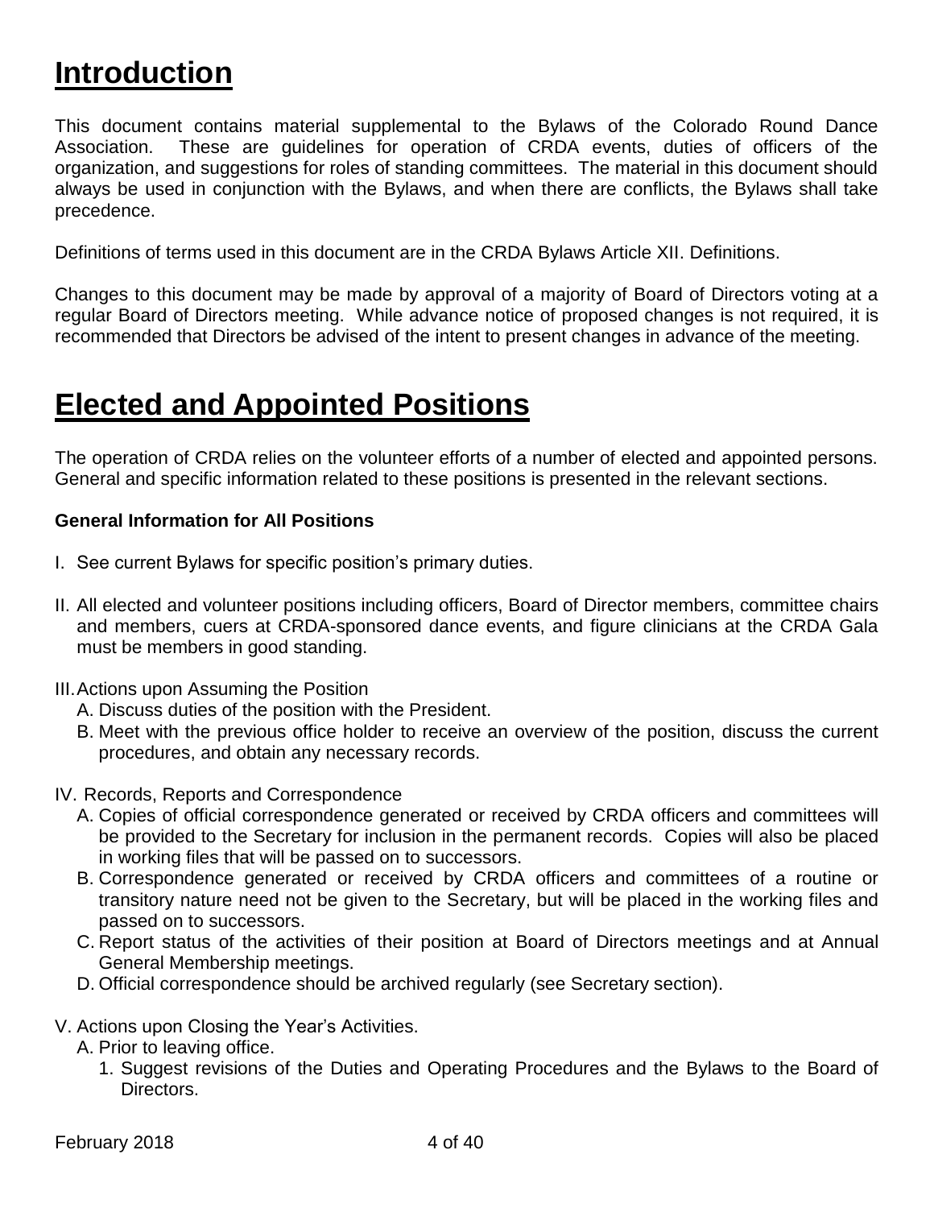# Introduction

This document contains material supplemental to the Bylaws of the Colorado Round Dance Association. These are guidelines for operation of CRDA events, duties of officers of the organization, and suggestions for roles of standing committees. The material in this document should always be used in conjunction with the Bylaws, and when there are conflicts, the Bylaws shall take precedence.

Definitions of terms used in this document are in the CRDA Bylaws Article XII. Definitions.

Changes to this document may be made by approval of a majority of Board of Directors voting at a regular Board of Directors meeting. While advance notice of proposed changes is not required, it is recommended that Directors be advised of the intent to present changes in advance of the meeting.

# Elected and Appointed Positions

The operation of CRDA relies on the volunteer efforts of a number of elected and appointed persons. General and specific information related to these positions is presented in the relevant sections.

**General Information for All Positions**

I. See current Bylaws for specific position's primary duties.

II. All elected and volunteer positions including officers, Board of Director members, committee chairs and members, cuers at CRDA-sponsored dance events, and figure clinicians at the CRDA Gala must be members in good standing.

III. Actions upon Assuming the Position
   A. Discuss duties of the position with the President.
   B. Meet with the previous office holder to receive an overview of the position, discuss the current procedures, and obtain any necessary records.

IV. Records, Reports and Correspondence
   A. Copies of official correspondence generated or received by CRDA officers and committees will be provided to the Secretary for inclusion in the permanent records. Copies will also be placed in working files that will be passed on to successors.
   B. Correspondence generated or received by CRDA officers and committees of a routine or transitory nature need not be given to the Secretary, but will be placed in the working files and passed on to successors.
   C. Report status of the activities of their position at Board of Directors meetings and at Annual General Membership meetings.
   D. Official correspondence should be archived regularly (see Secretary section).

V. Actions upon Closing the Year's Activities.
   A. Prior to leaving office.
      1. Suggest revisions of the Duties and Operating Procedures and the Bylaws to the Board of Directors.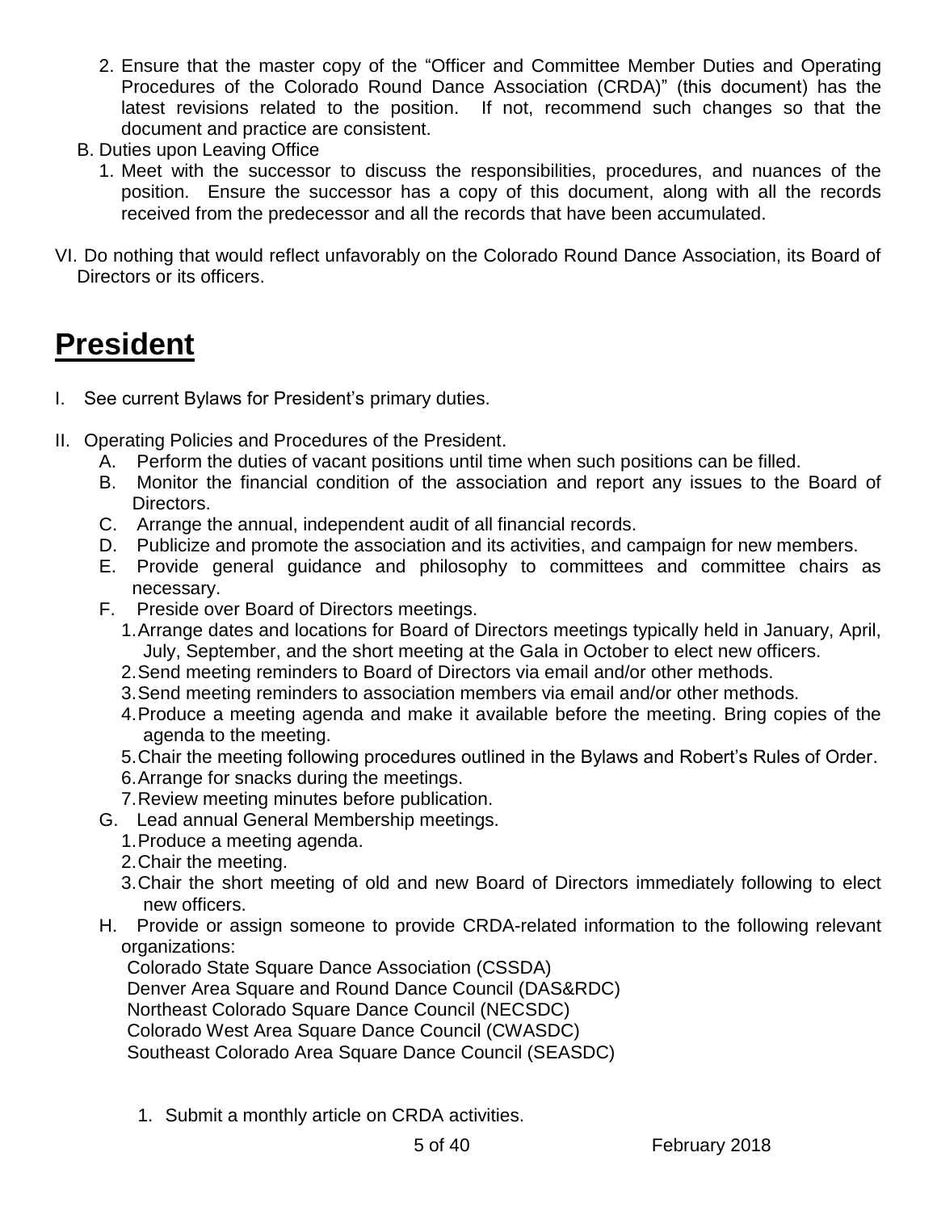2. Ensure that the master copy of the "Officer and Committee Member Duties and Operating Procedures of the Colorado Round Dance Association (CRDA)" (this document) has the latest revisions related to the position. If not, recommend such changes so that the document and practice are consistent.

B. Duties upon Leaving Office

1. Meet with the successor to discuss the responsibilities, procedures, and nuances of the position. Ensure the successor has a copy of this document, along with all the records received from the predecessor and all the records that have been accumulated.

VI. Do nothing that would reflect unfavorably on the Colorado Round Dance Association, its Board of Directors or its officers.

# President

I. See current Bylaws for President's primary duties.

II. Operating Policies and Procedures of the President.

A. Perform the duties of vacant positions until time when such positions can be filled.

B. Monitor the financial condition of the association and report any issues to the Board of Directors.

C. Arrange the annual, independent audit of all financial records.

D. Publicize and promote the association and its activities, and campaign for new members.

E. Provide general guidance and philosophy to committees and committee chairs as necessary.

F. Preside over Board of Directors meetings.

1. Arrange dates and locations for Board of Directors meetings typically held in January, April, July, September, and the short meeting at the Gala in October to elect new officers.
2. Send meeting reminders to Board of Directors via email and/or other methods.
3. Send meeting reminders to association members via email and/or other methods.
4. Produce a meeting agenda and make it available before the meeting. Bring copies of the agenda to the meeting.
5. Chair the meeting following procedures outlined in the Bylaws and Robert's Rules of Order.
6. Arrange for snacks during the meetings.
7. Review meeting minutes before publication.

G. Lead annual General Membership meetings.

1. Produce a meeting agenda.
2. Chair the meeting.
3. Chair the short meeting of old and new Board of Directors immediately following to elect new officers.

H. Provide or assign someone to provide CRDA-related information to the following relevant organizations:

Colorado State Square Dance Association (CSSDA)
Denver Area Square and Round Dance Council (DAS&RDC)
Northeast Colorado Square Dance Council (NECSDC)
Colorado West Area Square Dance Council (CWASDC)
Southeast Colorado Area Square Dance Council (SEASDC)

1. Submit a monthly article on CRDA activities.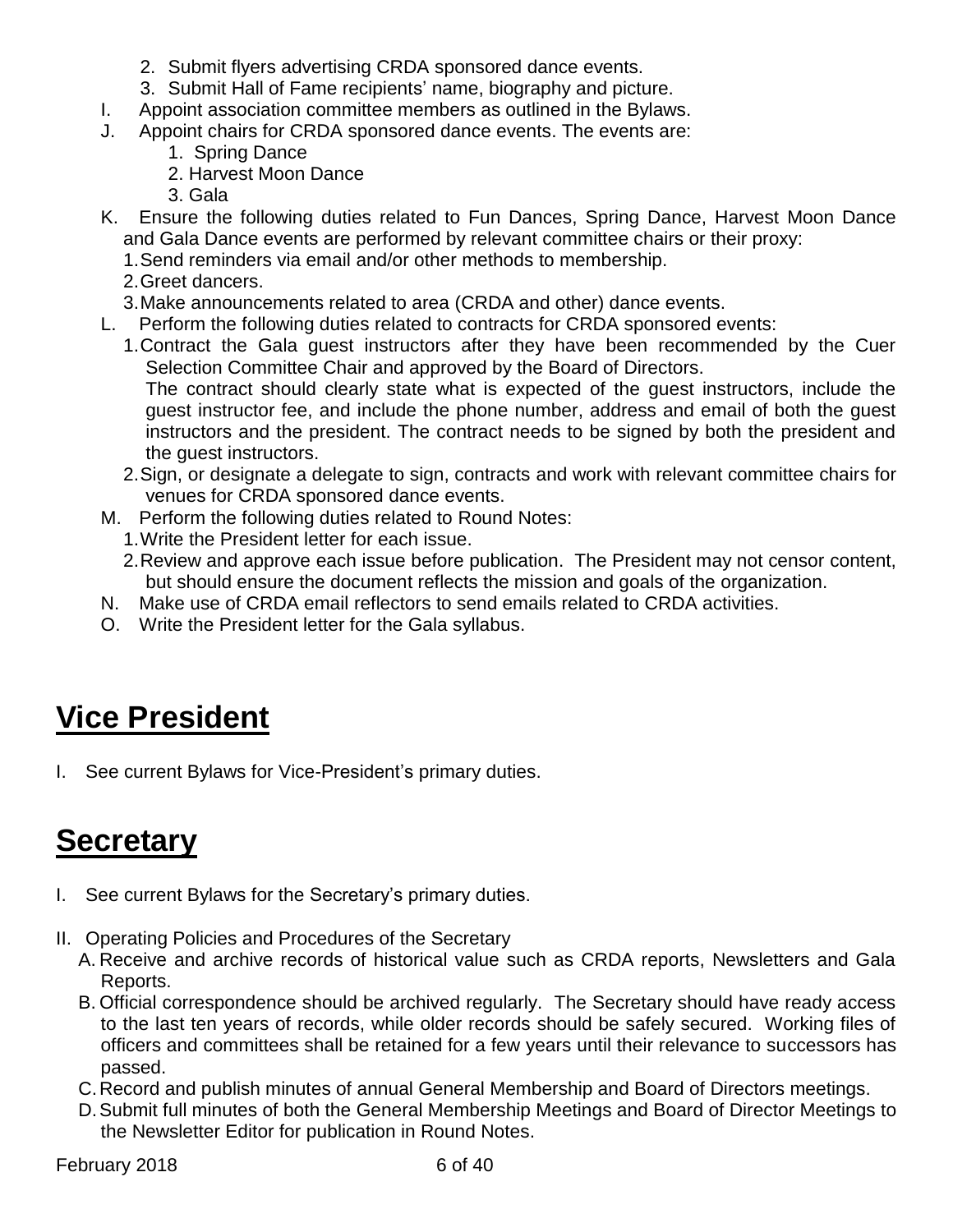2. Submit flyers advertising CRDA sponsored dance events.
   3. Submit Hall of Fame recipients' name, biography and picture.

I. Appoint association committee members as outlined in the Bylaws.

J. Appoint chairs for CRDA sponsored dance events. The events are:
   1. Spring Dance
   2. Harvest Moon Dance
   3. Gala

K. Ensure the following duties related to Fun Dances, Spring Dance, Harvest Moon Dance and Gala Dance events are performed by relevant committee chairs or their proxy:
   1. Send reminders via email and/or other methods to membership.
   2. Greet dancers.
   3. Make announcements related to area (CRDA and other) dance events.

L. Perform the following duties related to contracts for CRDA sponsored events:
   1. Contract the Gala guest instructors after they have been recommended by the Cuer Selection Committee Chair and approved by the Board of Directors.
      The contract should clearly state what is expected of the guest instructors, include the guest instructor fee, and include the phone number, address and email of both the guest instructors and the president. The contract needs to be signed by both the president and the guest instructors.
   2. Sign, or designate a delegate to sign, contracts and work with relevant committee chairs for venues for CRDA sponsored dance events.

M. Perform the following duties related to Round Notes:
   1. Write the President letter for each issue.
   2. Review and approve each issue before publication. The President may not censor content, but should ensure the document reflects the mission and goals of the organization.

N. Make use of CRDA email reflectors to send emails related to CRDA activities.

O. Write the President letter for the Gala syllabus.

# Vice President

I. See current Bylaws for Vice-President's primary duties.

# Secretary

I. See current Bylaws for the Secretary's primary duties.

II. Operating Policies and Procedures of the Secretary
   A. Receive and archive records of historical value such as CRDA reports, Newsletters and Gala Reports.
   B. Official correspondence should be archived regularly. The Secretary should have ready access to the last ten years of records, while older records should be safely secured. Working files of officers and committees shall be retained for a few years until their relevance to successors has passed.
   C. Record and publish minutes of annual General Membership and Board of Directors meetings.
   D. Submit full minutes of both the General Membership Meetings and Board of Director Meetings to the Newsletter Editor for publication in Round Notes.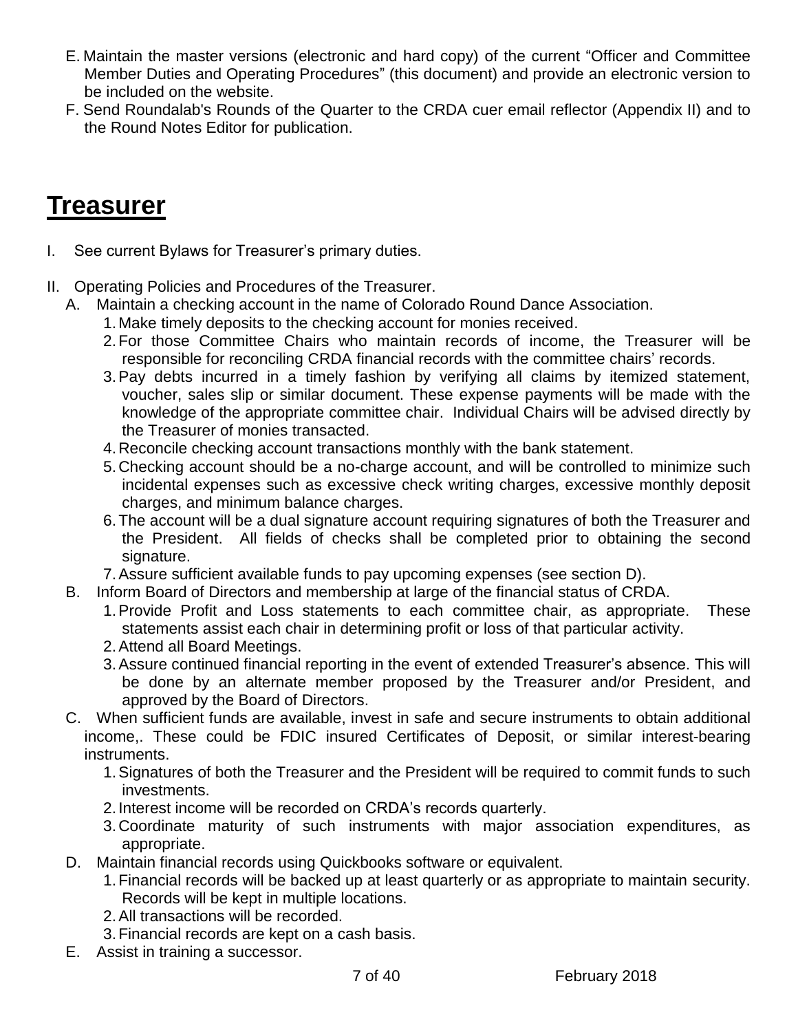E. Maintain the master versions (electronic and hard copy) of the current “Officer and Committee Member Duties and Operating Procedures” (this document) and provide an electronic version to be included on the website.

F. Send Roundalab's Rounds of the Quarter to the CRDA cuer email reflector (Appendix II) and to the Round Notes Editor for publication.

# Treasurer

I. See current Bylaws for Treasurer’s primary duties.

II. Operating Policies and Procedures of the Treasurer.

  A. Maintain a checking account in the name of Colorado Round Dance Association.

    1. Make timely deposits to the checking account for monies received.
    2. For those Committee Chairs who maintain records of income, the Treasurer will be responsible for reconciling CRDA financial records with the committee chairs’ records.
    3. Pay debts incurred in a timely fashion by verifying all claims by itemized statement, voucher, sales slip or similar document. These expense payments will be made with the knowledge of the appropriate committee chair. Individual Chairs will be advised directly by the Treasurer of monies transacted.
    4. Reconcile checking account transactions monthly with the bank statement.
    5. Checking account should be a no-charge account, and will be controlled to minimize such incidental expenses such as excessive check writing charges, excessive monthly deposit charges, and minimum balance charges.
    6. The account will be a dual signature account requiring signatures of both the Treasurer and the President. All fields of checks shall be completed prior to obtaining the second signature.
    7. Assure sufficient available funds to pay upcoming expenses (see section D).

  B. Inform Board of Directors and membership at large of the financial status of CRDA.

    1. Provide Profit and Loss statements to each committee chair, as appropriate. These statements assist each chair in determining profit or loss of that particular activity.
    2. Attend all Board Meetings.
    3. Assure continued financial reporting in the event of extended Treasurer’s absence. This will be done by an alternate member proposed by the Treasurer and/or President, and approved by the Board of Directors.

  C. When sufficient funds are available, invest in safe and secure instruments to obtain additional income,. These could be FDIC insured Certificates of Deposit, or similar interest-bearing instruments.

    1. Signatures of both the Treasurer and the President will be required to commit funds to such investments.
    2. Interest income will be recorded on CRDA’s records quarterly.
    3. Coordinate maturity of such instruments with major association expenditures, as appropriate.

  D. Maintain financial records using Quickbooks software or equivalent.

    1. Financial records will be backed up at least quarterly or as appropriate to maintain security. Records will be kept in multiple locations.
    2. All transactions will be recorded.
    3. Financial records are kept on a cash basis.

  E. Assist in training a successor.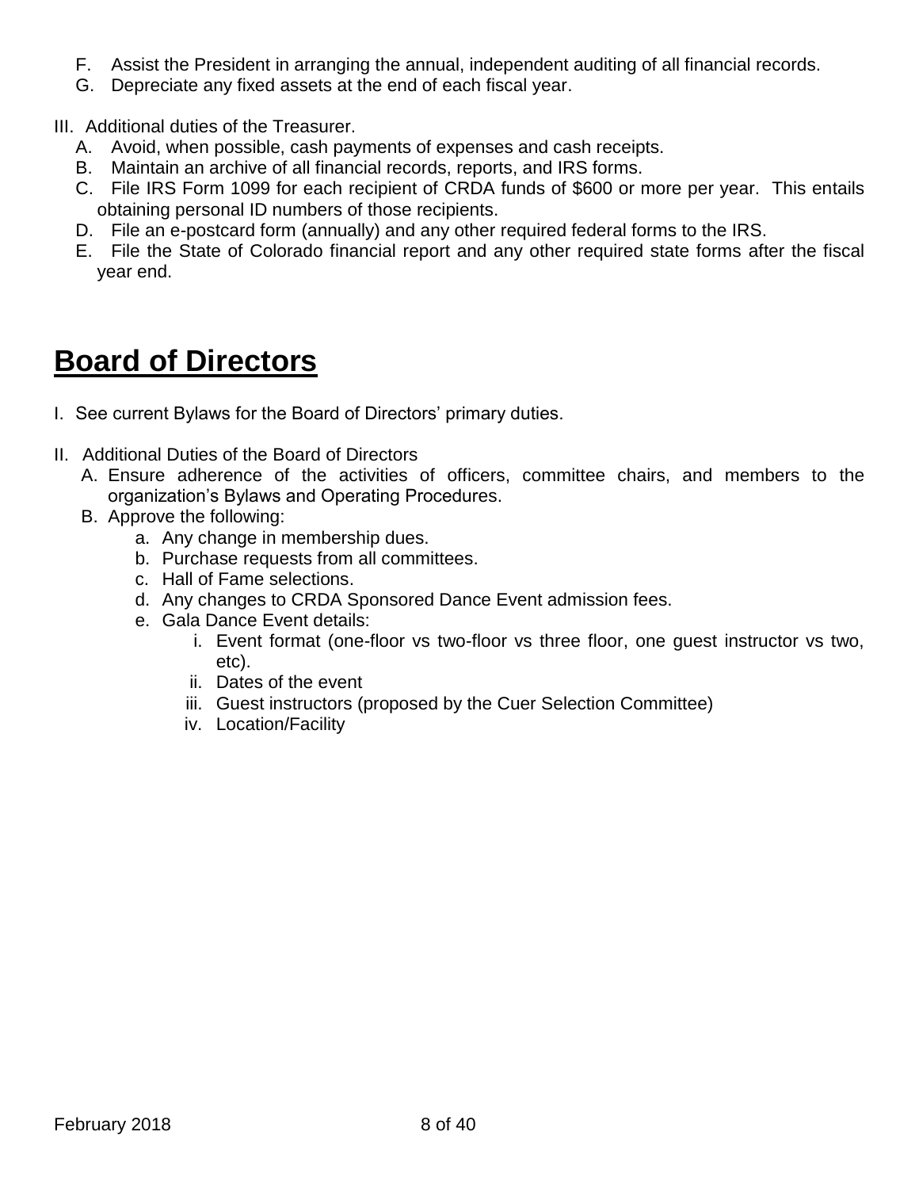F. Assist the President in arranging the annual, independent auditing of all financial records.
G. Depreciate any fixed assets at the end of each fiscal year.

III. Additional duties of the Treasurer.
   A. Avoid, when possible, cash payments of expenses and cash receipts.
   B. Maintain an archive of all financial records, reports, and IRS forms.
   C. File IRS Form 1099 for each recipient of CRDA funds of $600 or more per year. This entails obtaining personal ID numbers of those recipients.
   D. File an e-postcard form (annually) and any other required federal forms to the IRS.
   E. File the State of Colorado financial report and any other required state forms after the fiscal year end.

# Board of Directors

I. See current Bylaws for the Board of Directors' primary duties.

II. Additional Duties of the Board of Directors
   A. Ensure adherence of the activities of officers, committee chairs, and members to the organization's Bylaws and Operating Procedures.
   B. Approve the following:
      a. Any change in membership dues.
      b. Purchase requests from all committees.
      c. Hall of Fame selections.
      d. Any changes to CRDA Sponsored Dance Event admission fees.
      e. Gala Dance Event details:
         i. Event format (one-floor vs two-floor vs three floor, one guest instructor vs two, etc).
         ii. Dates of the event
         iii. Guest instructors (proposed by the Cuer Selection Committee)
         iv. Location/Facility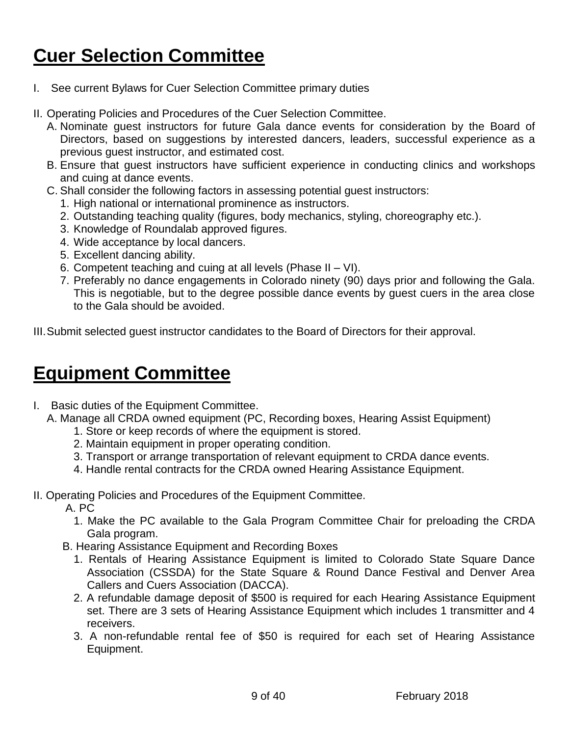# Cuer Selection Committee

I. See current Bylaws for Cuer Selection Committee primary duties

II. Operating Policies and Procedures of the Cuer Selection Committee.

   A. Nominate guest instructors for future Gala dance events for consideration by the Board of Directors, based on suggestions by interested dancers, leaders, successful experience as a previous guest instructor, and estimated cost.

   B. Ensure that guest instructors have sufficient experience in conducting clinics and workshops and cuing at dance events.

   C. Shall consider the following factors in assessing potential guest instructors:

      1. High national or international prominence as instructors.
      2. Outstanding teaching quality (figures, body mechanics, styling, choreography etc.).
      3. Knowledge of Roundalab approved figures.
      4. Wide acceptance by local dancers.
      5. Excellent dancing ability.
      6. Competent teaching and cuing at all levels (Phase II – VI).
      7. Preferably no dance engagements in Colorado ninety (90) days prior and following the Gala. This is negotiable, but to the degree possible dance events by guest cuers in the area close to the Gala should be avoided.

III. Submit selected guest instructor candidates to the Board of Directors for their approval.

# Equipment Committee

I. Basic duties of the Equipment Committee.

   A. Manage all CRDA owned equipment (PC, Recording boxes, Hearing Assist Equipment)

      1. Store or keep records of where the equipment is stored.
      2. Maintain equipment in proper operating condition.
      3. Transport or arrange transportation of relevant equipment to CRDA dance events.
      4. Handle rental contracts for the CRDA owned Hearing Assistance Equipment.

II. Operating Policies and Procedures of the Equipment Committee.

   A. PC

      1. Make the PC available to the Gala Program Committee Chair for preloading the CRDA Gala program.

   B. Hearing Assistance Equipment and Recording Boxes

      1. Rentals of Hearing Assistance Equipment is limited to Colorado State Square Dance Association (CSSDA) for the State Square & Round Dance Festival and Denver Area Callers and Cuers Association (DACCA).
      2. A refundable damage deposit of $500 is required for each Hearing Assistance Equipment set. There are 3 sets of Hearing Assistance Equipment which includes 1 transmitter and 4 receivers.
      3. A non-refundable rental fee of $50 is required for each set of Hearing Assistance Equipment.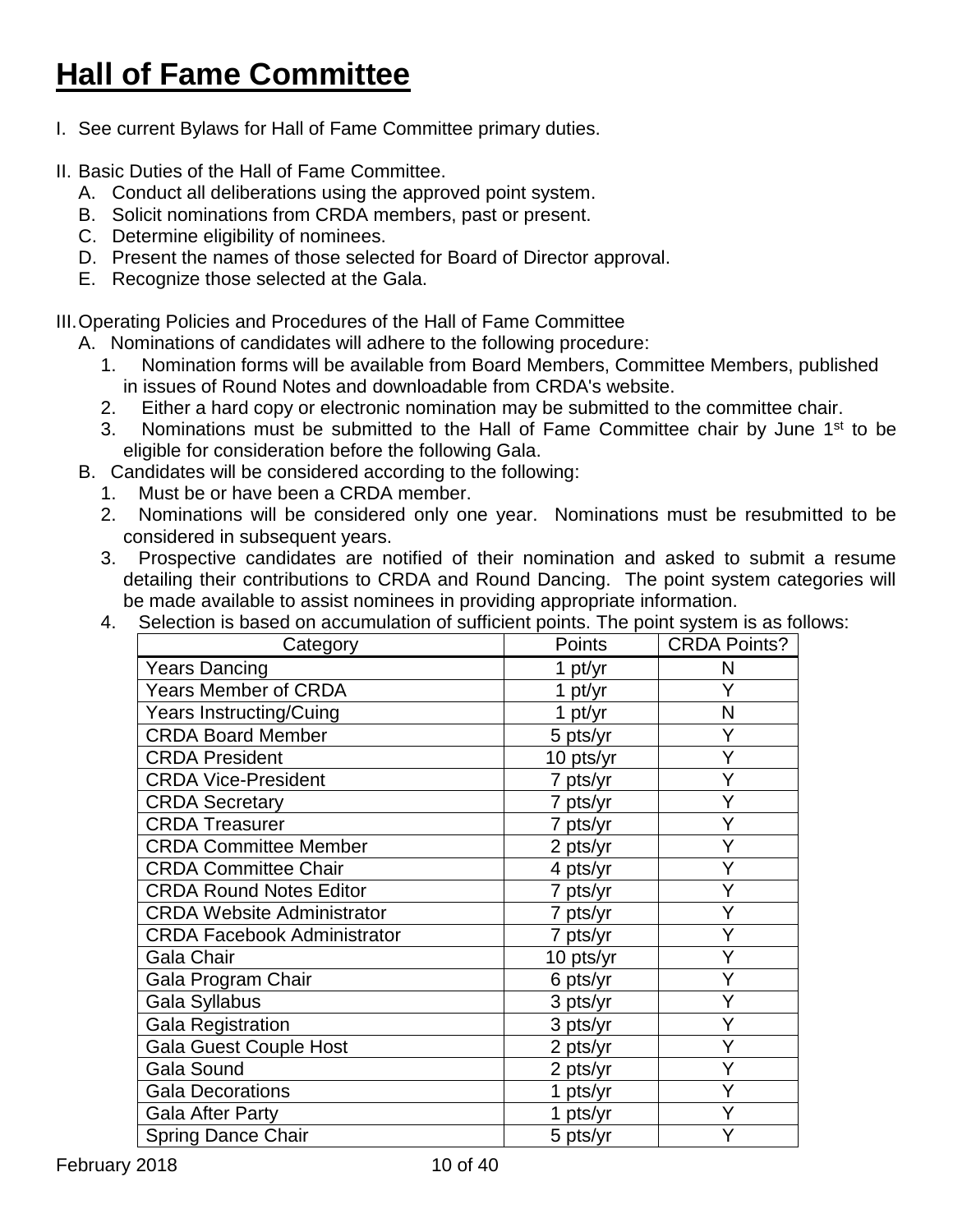# Hall of Fame Committee

I. See current Bylaws for Hall of Fame Committee primary duties.

II. Basic Duties of the Hall of Fame Committee.

   A. Conduct all deliberations using the approved point system.
   B. Solicit nominations from CRDA members, past or present.
   C. Determine eligibility of nominees.
   D. Present the names of those selected for Board of Director approval.
   E. Recognize those selected at the Gala.

III. Operating Policies and Procedures of the Hall of Fame Committee

   A. Nominations of candidates will adhere to the following procedure:
      1. Nomination forms will be available from Board Members, Committee Members, published in issues of Round Notes and downloadable from CRDA's website.
      2. Either a hard copy or electronic nomination may be submitted to the committee chair.
      3. Nominations must be submitted to the Hall of Fame Committee chair by June 1st to be eligible for consideration before the following Gala.

   B. Candidates will be considered according to the following:
      1. Must be or have been a CRDA member.
      2. Nominations will be considered only one year. Nominations must be resubmitted to be considered in subsequent years.
      3. Prospective candidates are notified of their nomination and asked to submit a resume detailing their contributions to CRDA and Round Dancing. The point system categories will be made available to assist nominees in providing appropriate information.
      4. Selection is based on accumulation of sufficient points. The point system is as follows:

| Category | Points | CRDA Points? |
|---|---|---|
| Years Dancing | 1 pt/yr | N |
| Years Member of CRDA | 1 pt/yr | Y |
| Years Instructing/Cuing | 1 pt/yr | N |
| CRDA Board Member | 5 pts/yr | Y |
| CRDA President | 10 pts/yr | Y |
| CRDA Vice-President | 7 pts/yr | Y |
| CRDA Secretary | 7 pts/yr | Y |
| CRDA Treasurer | 7 pts/yr | Y |
| CRDA Committee Member | 2 pts/yr | Y |
| CRDA Committee Chair | 4 pts/yr | Y |
| CRDA Round Notes Editor | 7 pts/yr | Y |
| CRDA Website Administrator | 7 pts/yr | Y |
| CRDA Facebook Administrator | 7 pts/yr | Y |
| Gala Chair | 10 pts/yr | Y |
| Gala Program Chair | 6 pts/yr | Y |
| Gala Syllabus | 3 pts/yr | Y |
| Gala Registration | 3 pts/yr | Y |
| Gala Guest Couple Host | 2 pts/yr | Y |
| Gala Sound | 2 pts/yr | Y |
| Gala Decorations | 1 pts/yr | Y |
| Gala After Party | 1 pts/yr | Y |
| Spring Dance Chair | 5 pts/yr | Y |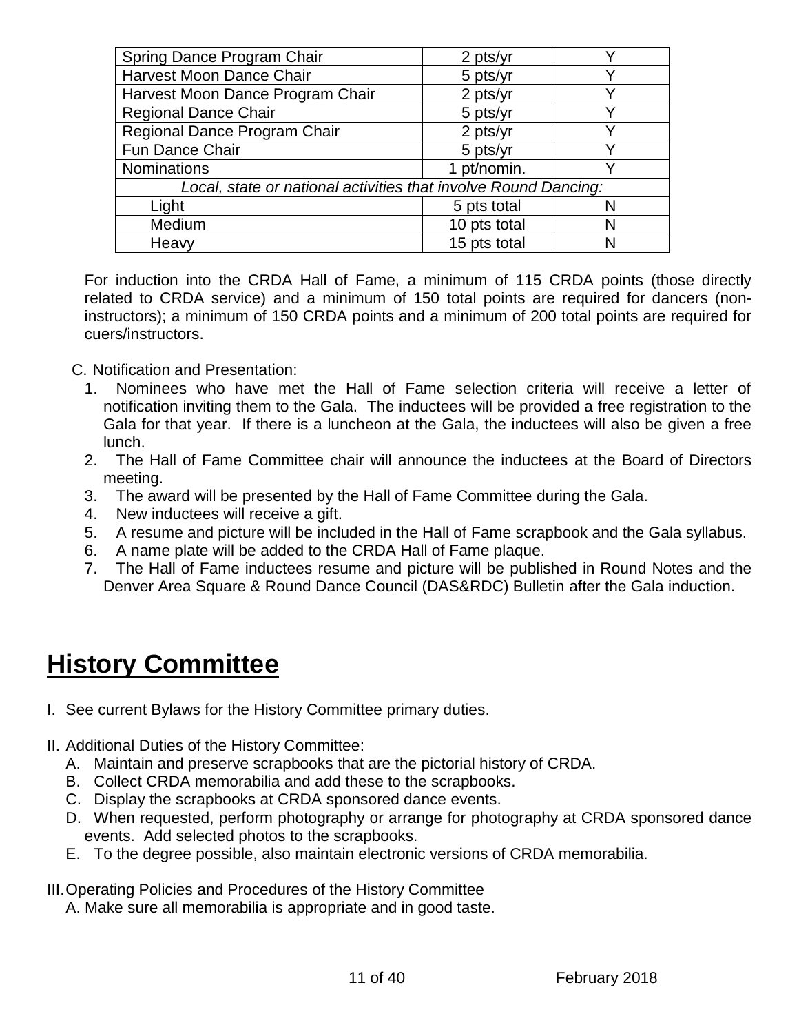| Spring Dance Program Chair | 2 pts/yr | Y |
|---|---|---|
| Harvest Moon Dance Chair | 5 pts/yr | Y |
| Harvest Moon Dance Program Chair | 2 pts/yr | Y |
| Regional Dance Chair | 5 pts/yr | Y |
| Regional Dance Program Chair | 2 pts/yr | Y |
| Fun Dance Chair | 5 pts/yr | Y |
| Nominations | 1 pt/nomin. | Y |
| *Local, state or national activities that involve Round Dancing:* | | |
| Light | 5 pts total | N |
| Medium | 10 pts total | N |
| Heavy | 15 pts total | N |

For induction into the CRDA Hall of Fame, a minimum of 115 CRDA points (those directly related to CRDA service) and a minimum of 150 total points are required for dancers (non-instructors); a minimum of 150 CRDA points and a minimum of 200 total points are required for cuers/instructors.

C. Notification and Presentation:

1. Nominees who have met the Hall of Fame selection criteria will receive a letter of notification inviting them to the Gala. The inductees will be provided a free registration to the Gala for that year. If there is a luncheon at the Gala, the inductees will also be given a free lunch.
2. The Hall of Fame Committee chair will announce the inductees at the Board of Directors meeting.
3. The award will be presented by the Hall of Fame Committee during the Gala.
4. New inductees will receive a gift.
5. A resume and picture will be included in the Hall of Fame scrapbook and the Gala syllabus.
6. A name plate will be added to the CRDA Hall of Fame plaque.
7. The Hall of Fame inductees resume and picture will be published in Round Notes and the Denver Area Square & Round Dance Council (DAS&RDC) Bulletin after the Gala induction.

# History Committee

I. See current Bylaws for the History Committee primary duties.

II. Additional Duties of the History Committee:

A. Maintain and preserve scrapbooks that are the pictorial history of CRDA.
B. Collect CRDA memorabilia and add these to the scrapbooks.
C. Display the scrapbooks at CRDA sponsored dance events.
D. When requested, perform photography or arrange for photography at CRDA sponsored dance events. Add selected photos to the scrapbooks.
E. To the degree possible, also maintain electronic versions of CRDA memorabilia.

III. Operating Policies and Procedures of the History Committee

A. Make sure all memorabilia is appropriate and in good taste.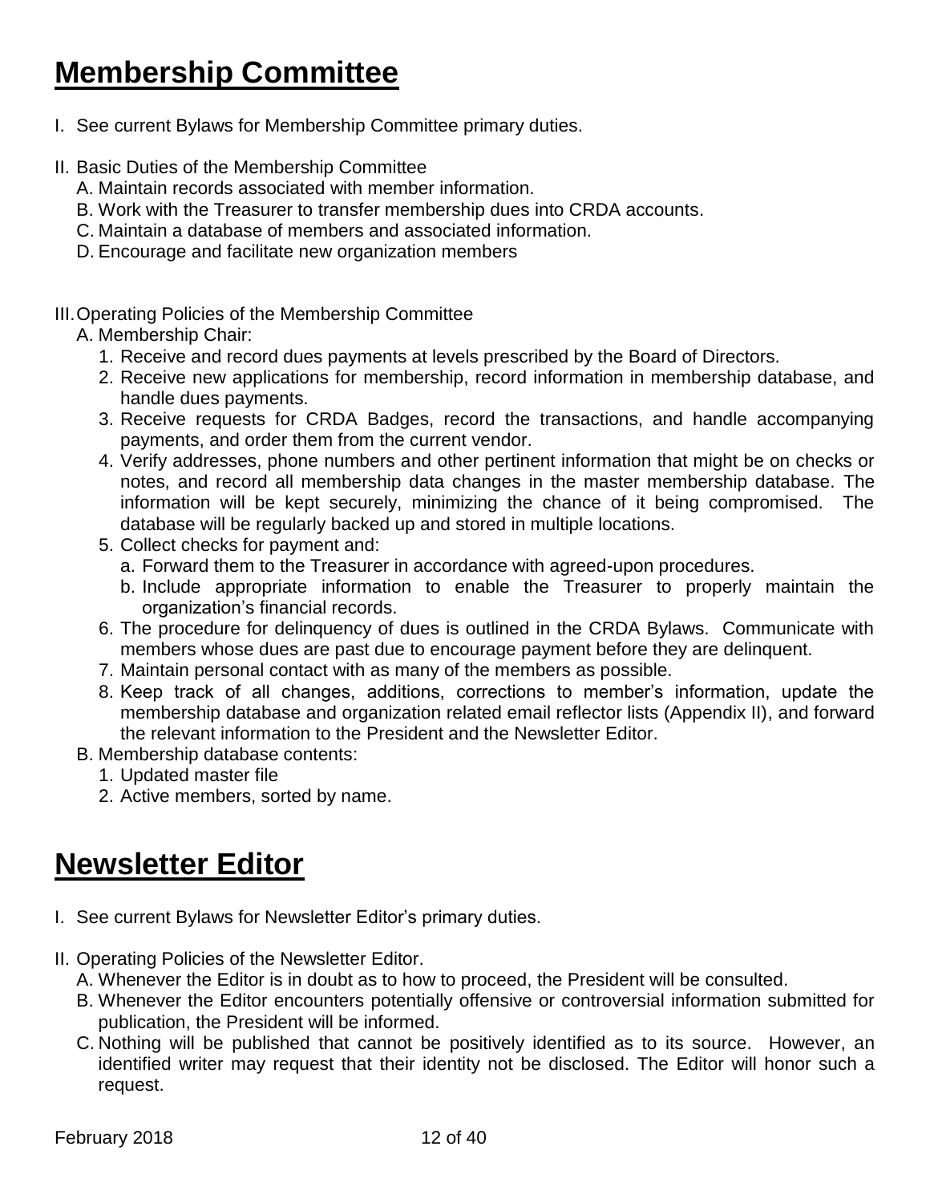# Membership Committee

I. See current Bylaws for Membership Committee primary duties.

II. Basic Duties of the Membership Committee
   A. Maintain records associated with member information.
   B. Work with the Treasurer to transfer membership dues into CRDA accounts.
   C. Maintain a database of members and associated information.
   D. Encourage and facilitate new organization members

III. Operating Policies of the Membership Committee
   A. Membership Chair:
      1. Receive and record dues payments at levels prescribed by the Board of Directors.
      2. Receive new applications for membership, record information in membership database, and handle dues payments.
      3. Receive requests for CRDA Badges, record the transactions, and handle accompanying payments, and order them from the current vendor.
      4. Verify addresses, phone numbers and other pertinent information that might be on checks or notes, and record all membership data changes in the master membership database. The information will be kept securely, minimizing the chance of it being compromised. The database will be regularly backed up and stored in multiple locations.
      5. Collect checks for payment and:
         a. Forward them to the Treasurer in accordance with agreed-upon procedures.
         b. Include appropriate information to enable the Treasurer to properly maintain the organization's financial records.
      6. The procedure for delinquency of dues is outlined in the CRDA Bylaws. Communicate with members whose dues are past due to encourage payment before they are delinquent.
      7. Maintain personal contact with as many of the members as possible.
      8. Keep track of all changes, additions, corrections to member's information, update the membership database and organization related email reflector lists (Appendix II), and forward the relevant information to the President and the Newsletter Editor.
   B. Membership database contents:
      1. Updated master file
      2. Active members, sorted by name.

# Newsletter Editor

I. See current Bylaws for Newsletter Editor's primary duties.

II. Operating Policies of the Newsletter Editor.
   A. Whenever the Editor is in doubt as to how to proceed, the President will be consulted.
   B. Whenever the Editor encounters potentially offensive or controversial information submitted for publication, the President will be informed.
   C. Nothing will be published that cannot be positively identified as to its source. However, an identified writer may request that their identity not be disclosed. The Editor will honor such a request.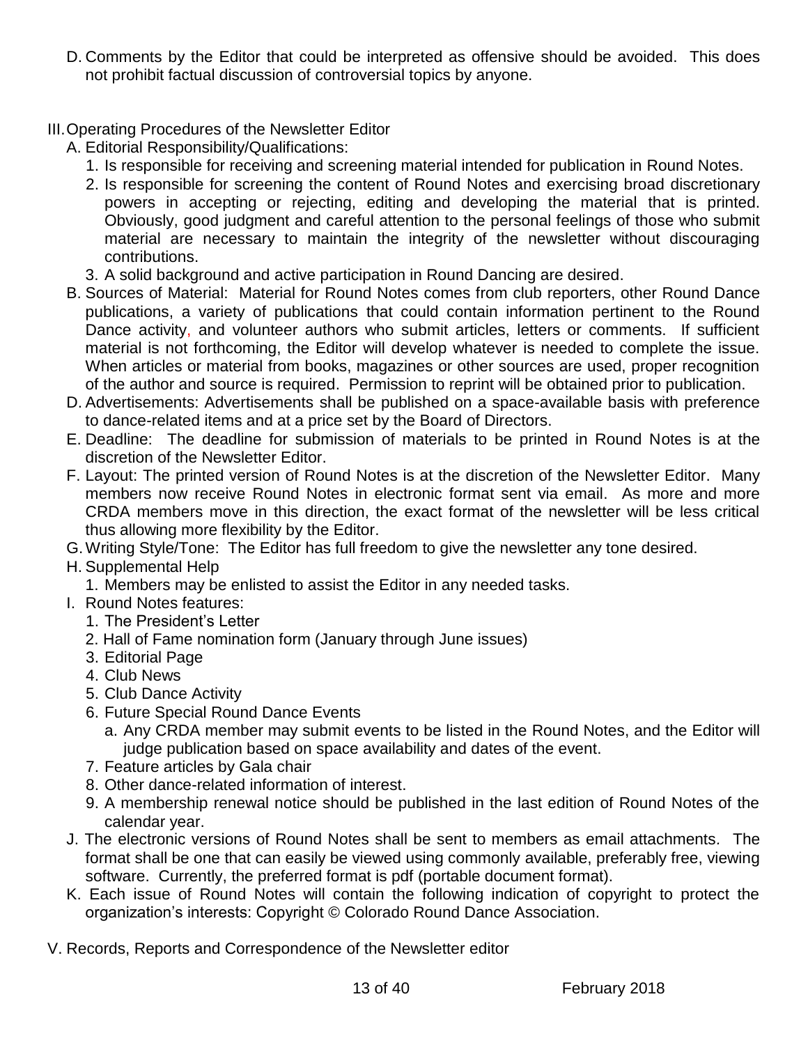D. Comments by the Editor that could be interpreted as offensive should be avoided. This does not prohibit factual discussion of controversial topics by anyone.

III. Operating Procedures of the Newsletter Editor

A. Editorial Responsibility/Qualifications:

1. Is responsible for receiving and screening material intended for publication in Round Notes.
2. Is responsible for screening the content of Round Notes and exercising broad discretionary powers in accepting or rejecting, editing and developing the material that is printed. Obviously, good judgment and careful attention to the personal feelings of those who submit material are necessary to maintain the integrity of the newsletter without discouraging contributions.
3. A solid background and active participation in Round Dancing are desired.

B. Sources of Material: Material for Round Notes comes from club reporters, other Round Dance publications, a variety of publications that could contain information pertinent to the Round Dance activity, and volunteer authors who submit articles, letters or comments. If sufficient material is not forthcoming, the Editor will develop whatever is needed to complete the issue. When articles or material from books, magazines or other sources are used, proper recognition of the author and source is required. Permission to reprint will be obtained prior to publication.

D. Advertisements: Advertisements shall be published on a space-available basis with preference to dance-related items and at a price set by the Board of Directors.

E. Deadline: The deadline for submission of materials to be printed in Round Notes is at the discretion of the Newsletter Editor.

F. Layout: The printed version of Round Notes is at the discretion of the Newsletter Editor. Many members now receive Round Notes in electronic format sent via email. As more and more CRDA members move in this direction, the exact format of the newsletter will be less critical thus allowing more flexibility by the Editor.

G. Writing Style/Tone: The Editor has full freedom to give the newsletter any tone desired.

H. Supplemental Help

1. Members may be enlisted to assist the Editor in any needed tasks.

I. Round Notes features:

1. The President's Letter
2. Hall of Fame nomination form (January through June issues)
3. Editorial Page
4. Club News
5. Club Dance Activity
6. Future Special Round Dance Events
   a. Any CRDA member may submit events to be listed in the Round Notes, and the Editor will judge publication based on space availability and dates of the event.
7. Feature articles by Gala chair
8. Other dance-related information of interest.
9. A membership renewal notice should be published in the last edition of Round Notes of the calendar year.

J. The electronic versions of Round Notes shall be sent to members as email attachments. The format shall be one that can easily be viewed using commonly available, preferably free, viewing software. Currently, the preferred format is pdf (portable document format).

K. Each issue of Round Notes will contain the following indication of copyright to protect the organization's interests: Copyright © Colorado Round Dance Association.

V. Records, Reports and Correspondence of the Newsletter editor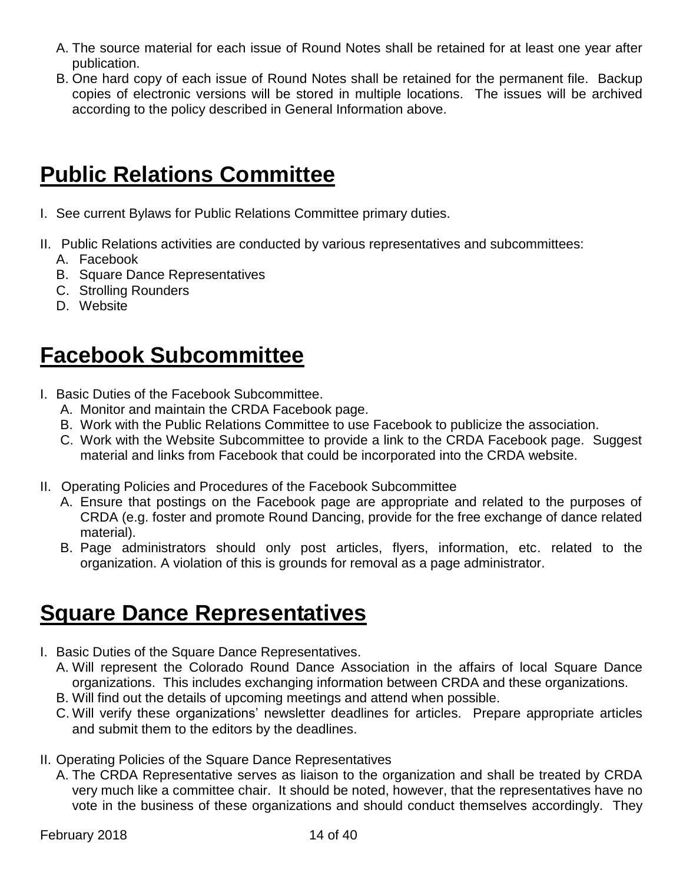A. The source material for each issue of Round Notes shall be retained for at least one year after publication.
B. One hard copy of each issue of Round Notes shall be retained for the permanent file. Backup copies of electronic versions will be stored in multiple locations. The issues will be archived according to the policy described in General Information above.

# Public Relations Committee

I. See current Bylaws for Public Relations Committee primary duties.

II. Public Relations activities are conducted by various representatives and subcommittees:
   A. Facebook
   B. Square Dance Representatives
   C. Strolling Rounders
   D. Website

# Facebook Subcommittee

I. Basic Duties of the Facebook Subcommittee.
   A. Monitor and maintain the CRDA Facebook page.
   B. Work with the Public Relations Committee to use Facebook to publicize the association.
   C. Work with the Website Subcommittee to provide a link to the CRDA Facebook page. Suggest material and links from Facebook that could be incorporated into the CRDA website.

II. Operating Policies and Procedures of the Facebook Subcommittee
   A. Ensure that postings on the Facebook page are appropriate and related to the purposes of CRDA (e.g. foster and promote Round Dancing, provide for the free exchange of dance related material).
   B. Page administrators should only post articles, flyers, information, etc. related to the organization. A violation of this is grounds for removal as a page administrator.

# Square Dance Representatives

I. Basic Duties of the Square Dance Representatives.
   A. Will represent the Colorado Round Dance Association in the affairs of local Square Dance organizations. This includes exchanging information between CRDA and these organizations.
   B. Will find out the details of upcoming meetings and attend when possible.
   C. Will verify these organizations' newsletter deadlines for articles. Prepare appropriate articles and submit them to the editors by the deadlines.

II. Operating Policies of the Square Dance Representatives
   A. The CRDA Representative serves as liaison to the organization and shall be treated by CRDA very much like a committee chair. It should be noted, however, that the representatives have no vote in the business of these organizations and should conduct themselves accordingly. They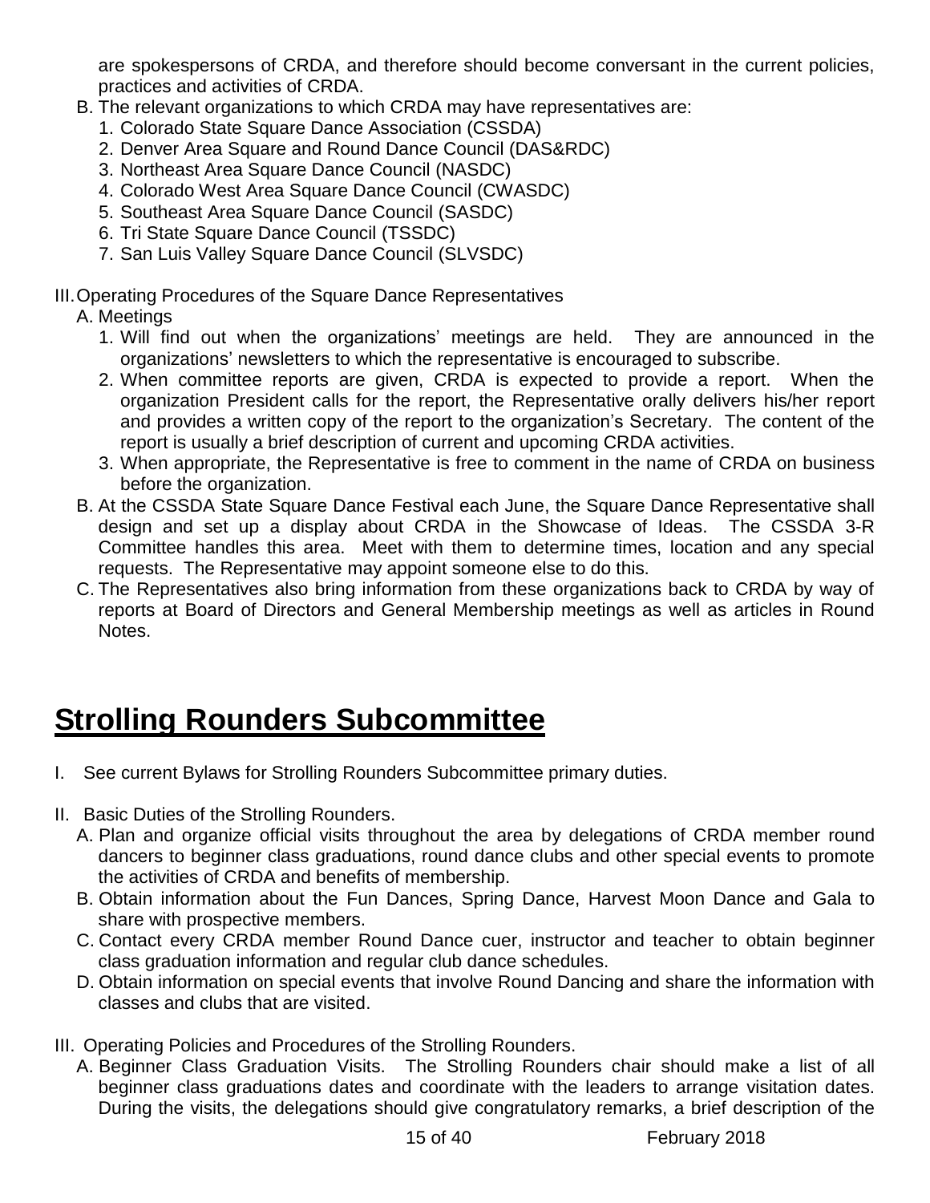are spokespersons of CRDA, and therefore should become conversant in the current policies, practices and activities of CRDA.

B. The relevant organizations to which CRDA may have representatives are:
   1. Colorado State Square Dance Association (CSSDA)
   2. Denver Area Square and Round Dance Council (DAS&RDC)
   3. Northeast Area Square Dance Council (NASDC)
   4. Colorado West Area Square Dance Council (CWASDC)
   5. Southeast Area Square Dance Council (SASDC)
   6. Tri State Square Dance Council (TSSDC)
   7. San Luis Valley Square Dance Council (SLVSDC)

III. Operating Procedures of the Square Dance Representatives

A. Meetings
   1. Will find out when the organizations' meetings are held. They are announced in the organizations' newsletters to which the representative is encouraged to subscribe.
   2. When committee reports are given, CRDA is expected to provide a report. When the organization President calls for the report, the Representative orally delivers his/her report and provides a written copy of the report to the organization's Secretary. The content of the report is usually a brief description of current and upcoming CRDA activities.
   3. When appropriate, the Representative is free to comment in the name of CRDA on business before the organization.

B. At the CSSDA State Square Dance Festival each June, the Square Dance Representative shall design and set up a display about CRDA in the Showcase of Ideas. The CSSDA 3-R Committee handles this area. Meet with them to determine times, location and any special requests. The Representative may appoint someone else to do this.

C. The Representatives also bring information from these organizations back to CRDA by way of reports at Board of Directors and General Membership meetings as well as articles in Round Notes.

# Strolling Rounders Subcommittee

I. See current Bylaws for Strolling Rounders Subcommittee primary duties.

II. Basic Duties of the Strolling Rounders.

A. Plan and organize official visits throughout the area by delegations of CRDA member round dancers to beginner class graduations, round dance clubs and other special events to promote the activities of CRDA and benefits of membership.

B. Obtain information about the Fun Dances, Spring Dance, Harvest Moon Dance and Gala to share with prospective members.

C. Contact every CRDA member Round Dance cuer, instructor and teacher to obtain beginner class graduation information and regular club dance schedules.

D. Obtain information on special events that involve Round Dancing and share the information with classes and clubs that are visited.

III. Operating Policies and Procedures of the Strolling Rounders.

A. Beginner Class Graduation Visits. The Strolling Rounders chair should make a list of all beginner class graduations dates and coordinate with the leaders to arrange visitation dates. During the visits, the delegations should give congratulatory remarks, a brief description of the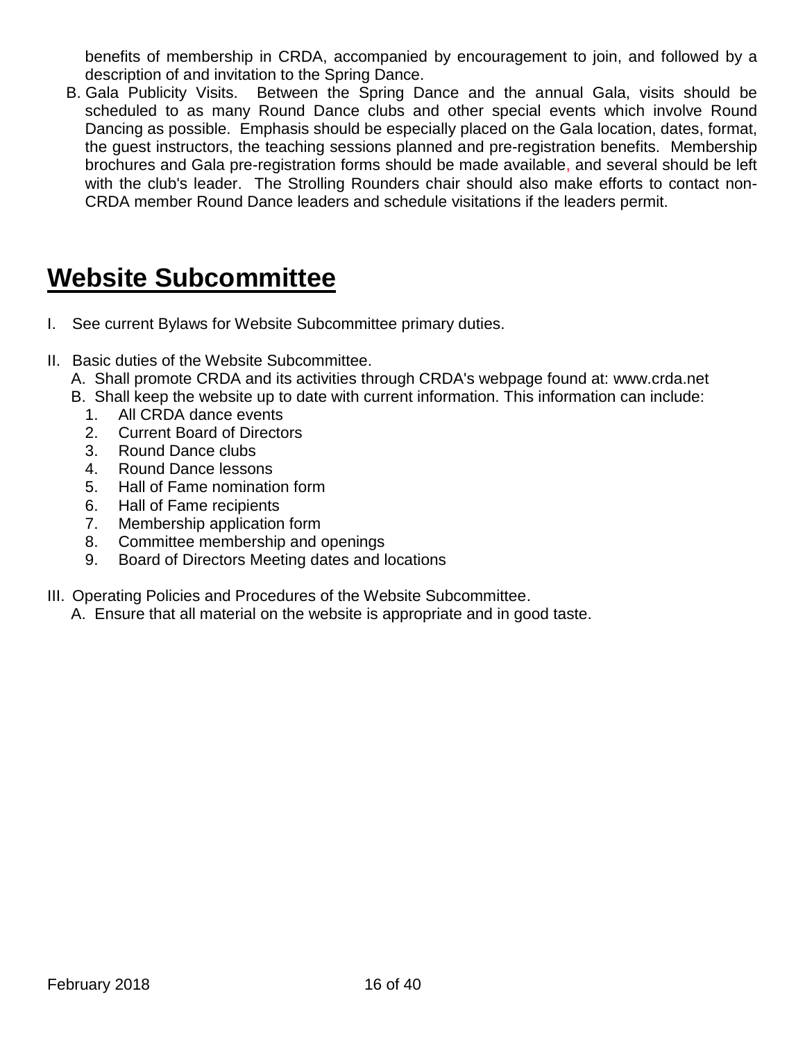benefits of membership in CRDA, accompanied by encouragement to join, and followed by a description of and invitation to the Spring Dance.

B. Gala Publicity Visits. Between the Spring Dance and the annual Gala, visits should be scheduled to as many Round Dance clubs and other special events which involve Round Dancing as possible. Emphasis should be especially placed on the Gala location, dates, format, the guest instructors, the teaching sessions planned and pre-registration benefits. Membership brochures and Gala pre-registration forms should be made available, and several should be left with the club's leader. The Strolling Rounders chair should also make efforts to contact non-CRDA member Round Dance leaders and schedule visitations if the leaders permit.

# Website Subcommittee

I. See current Bylaws for Website Subcommittee primary duties.

II. Basic duties of the Website Subcommittee.
   A. Shall promote CRDA and its activities through CRDA's webpage found at: www.crda.net
   B. Shall keep the website up to date with current information. This information can include:
      1. All CRDA dance events
      2. Current Board of Directors
      3. Round Dance clubs
      4. Round Dance lessons
      5. Hall of Fame nomination form
      6. Hall of Fame recipients
      7. Membership application form
      8. Committee membership and openings
      9. Board of Directors Meeting dates and locations

III. Operating Policies and Procedures of the Website Subcommittee.
   A. Ensure that all material on the website is appropriate and in good taste.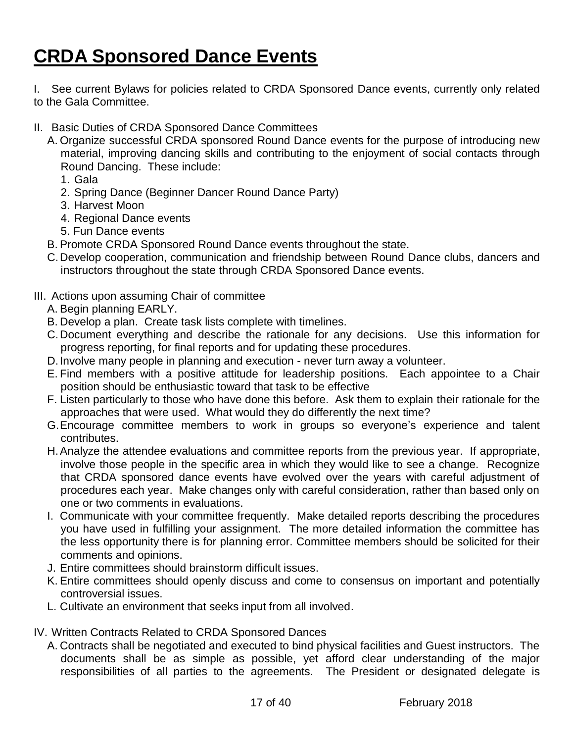# CRDA Sponsored Dance Events

I. See current Bylaws for policies related to CRDA Sponsored Dance events, currently only related to the Gala Committee.

II. Basic Duties of CRDA Sponsored Dance Committees

A. Organize successful CRDA sponsored Round Dance events for the purpose of introducing new material, improving dancing skills and contributing to the enjoyment of social contacts through Round Dancing. These include:

1. Gala
2. Spring Dance (Beginner Dancer Round Dance Party)
3. Harvest Moon
4. Regional Dance events
5. Fun Dance events

B. Promote CRDA Sponsored Round Dance events throughout the state.

C. Develop cooperation, communication and friendship between Round Dance clubs, dancers and instructors throughout the state through CRDA Sponsored Dance events.

III. Actions upon assuming Chair of committee

A. Begin planning EARLY.

B. Develop a plan. Create task lists complete with timelines.

C. Document everything and describe the rationale for any decisions. Use this information for progress reporting, for final reports and for updating these procedures.

D. Involve many people in planning and execution - never turn away a volunteer.

E. Find members with a positive attitude for leadership positions. Each appointee to a Chair position should be enthusiastic toward that task to be effective

F. Listen particularly to those who have done this before. Ask them to explain their rationale for the approaches that were used. What would they do differently the next time?

G. Encourage committee members to work in groups so everyone's experience and talent contributes.

H. Analyze the attendee evaluations and committee reports from the previous year. If appropriate, involve those people in the specific area in which they would like to see a change. Recognize that CRDA sponsored dance events have evolved over the years with careful adjustment of procedures each year. Make changes only with careful consideration, rather than based only on one or two comments in evaluations.

I. Communicate with your committee frequently. Make detailed reports describing the procedures you have used in fulfilling your assignment. The more detailed information the committee has the less opportunity there is for planning error. Committee members should be solicited for their comments and opinions.

J. Entire committees should brainstorm difficult issues.

K. Entire committees should openly discuss and come to consensus on important and potentially controversial issues.

L. Cultivate an environment that seeks input from all involved.

IV. Written Contracts Related to CRDA Sponsored Dances

A. Contracts shall be negotiated and executed to bind physical facilities and Guest instructors. The documents shall be as simple as possible, yet afford clear understanding of the major responsibilities of all parties to the agreements. The President or designated delegate is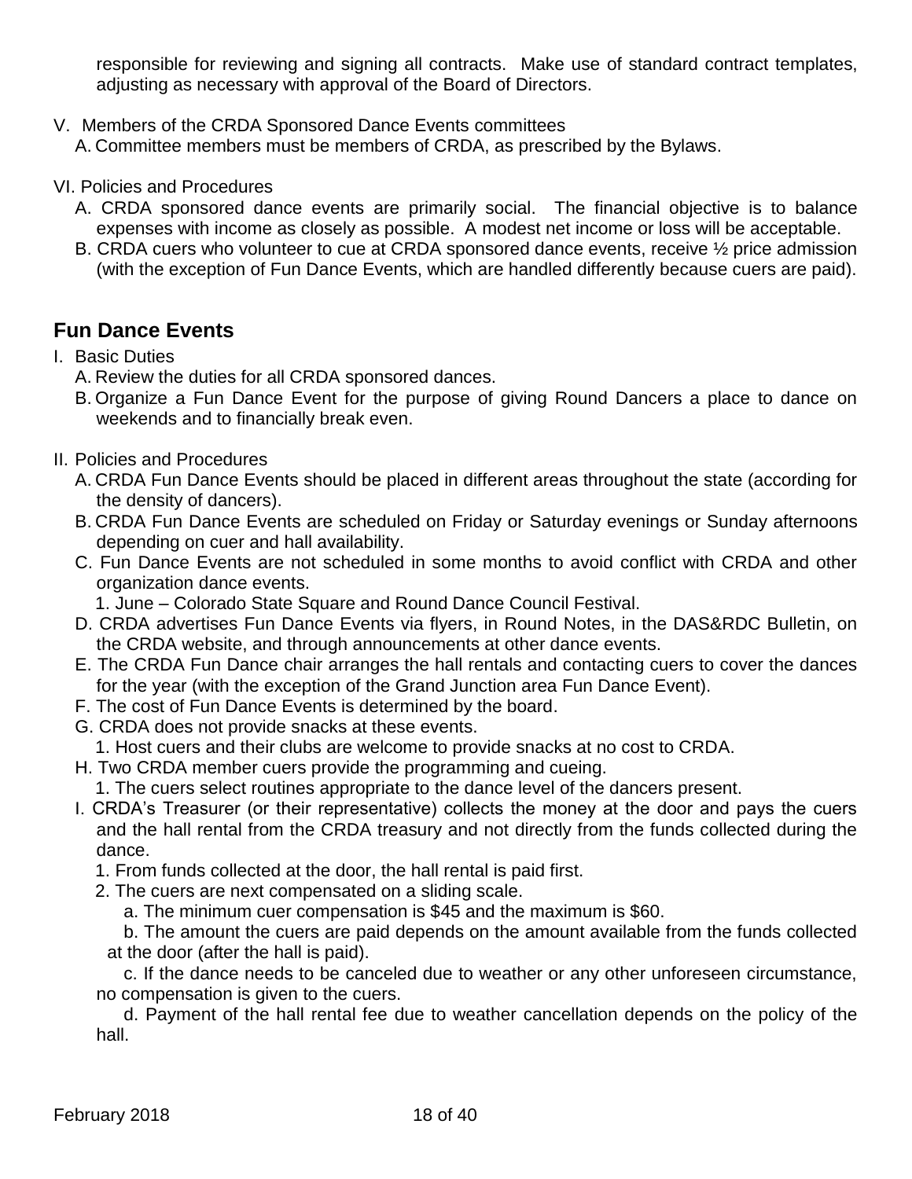responsible for reviewing and signing all contracts. Make use of standard contract templates, adjusting as necessary with approval of the Board of Directors.

V. Members of the CRDA Sponsored Dance Events committees
   A. Committee members must be members of CRDA, as prescribed by the Bylaws.

VI. Policies and Procedures
   A. CRDA sponsored dance events are primarily social. The financial objective is to balance expenses with income as closely as possible. A modest net income or loss will be acceptable.
   B. CRDA cuers who volunteer to cue at CRDA sponsored dance events, receive ½ price admission (with the exception of Fun Dance Events, which are handled differently because cuers are paid).

## Fun Dance Events

I. Basic Duties
   A. Review the duties for all CRDA sponsored dances.
   B. Organize a Fun Dance Event for the purpose of giving Round Dancers a place to dance on weekends and to financially break even.

II. Policies and Procedures
   A. CRDA Fun Dance Events should be placed in different areas throughout the state (according for the density of dancers).
   B. CRDA Fun Dance Events are scheduled on Friday or Saturday evenings or Sunday afternoons depending on cuer and hall availability.
   C. Fun Dance Events are not scheduled in some months to avoid conflict with CRDA and other organization dance events.
      1. June – Colorado State Square and Round Dance Council Festival.
   D. CRDA advertises Fun Dance Events via flyers, in Round Notes, in the DAS&RDC Bulletin, on the CRDA website, and through announcements at other dance events.
   E. The CRDA Fun Dance chair arranges the hall rentals and contacting cuers to cover the dances for the year (with the exception of the Grand Junction area Fun Dance Event).
   F. The cost of Fun Dance Events is determined by the board.
   G. CRDA does not provide snacks at these events.
      1. Host cuers and their clubs are welcome to provide snacks at no cost to CRDA.
   H. Two CRDA member cuers provide the programming and cueing.
      1. The cuers select routines appropriate to the dance level of the dancers present.
   I. CRDA's Treasurer (or their representative) collects the money at the door and pays the cuers and the hall rental from the CRDA treasury and not directly from the funds collected during the dance.
      1. From funds collected at the door, the hall rental is paid first.
      2. The cuers are next compensated on a sliding scale.
         a. The minimum cuer compensation is $45 and the maximum is $60.
         b. The amount the cuers are paid depends on the amount available from the funds collected at the door (after the hall is paid).
         c. If the dance needs to be canceled due to weather or any other unforeseen circumstance, no compensation is given to the cuers.
         d. Payment of the hall rental fee due to weather cancellation depends on the policy of the hall.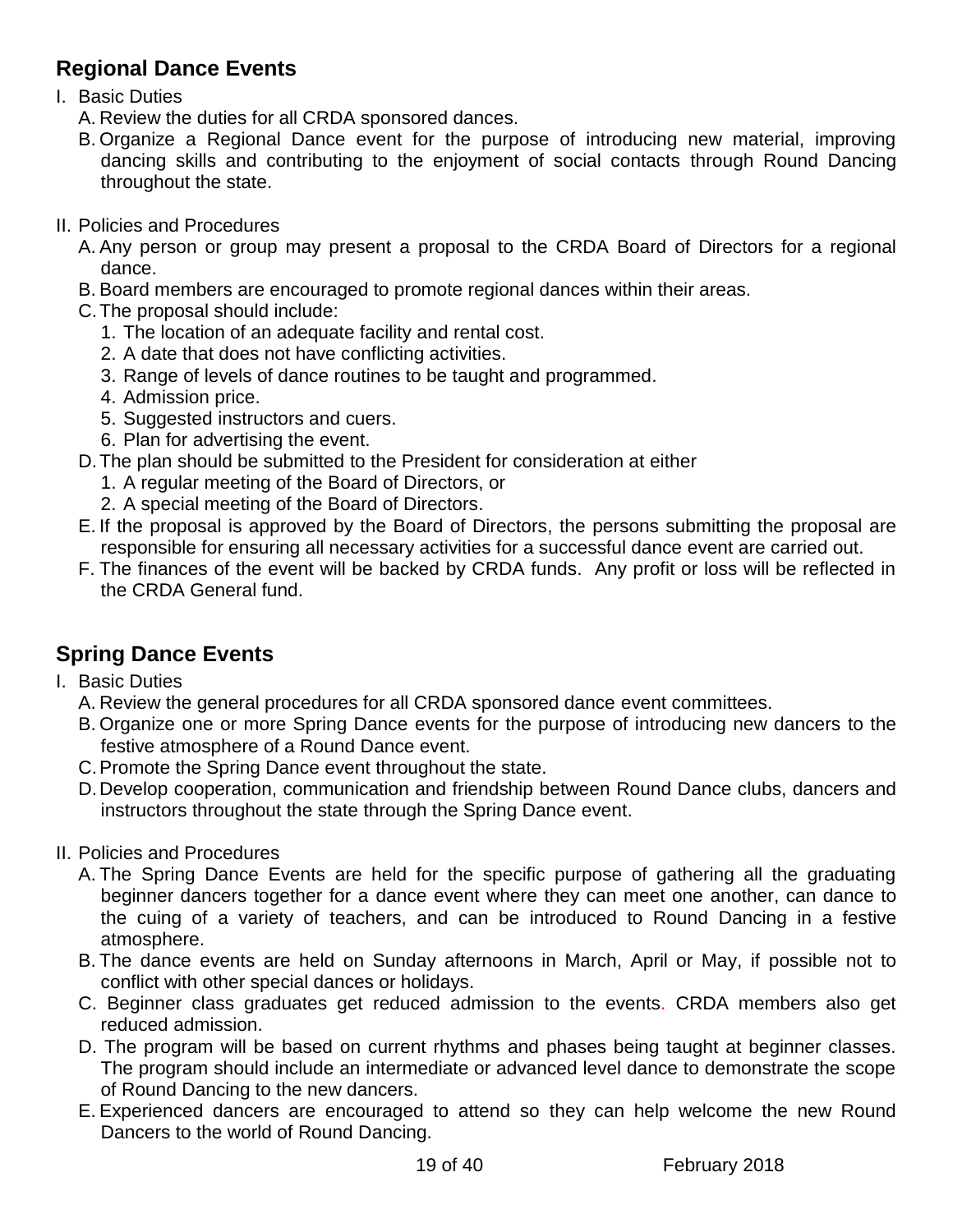## Regional Dance Events

I. Basic Duties
   A. Review the duties for all CRDA sponsored dances.
   B. Organize a Regional Dance event for the purpose of introducing new material, improving dancing skills and contributing to the enjoyment of social contacts through Round Dancing throughout the state.

II. Policies and Procedures
   A. Any person or group may present a proposal to the CRDA Board of Directors for a regional dance.
   B. Board members are encouraged to promote regional dances within their areas.
   C. The proposal should include:
      1. The location of an adequate facility and rental cost.
      2. A date that does not have conflicting activities.
      3. Range of levels of dance routines to be taught and programmed.
      4. Admission price.
      5. Suggested instructors and cuers.
      6. Plan for advertising the event.
   D. The plan should be submitted to the President for consideration at either
      1. A regular meeting of the Board of Directors, or
      2. A special meeting of the Board of Directors.
   E. If the proposal is approved by the Board of Directors, the persons submitting the proposal are responsible for ensuring all necessary activities for a successful dance event are carried out.
   F. The finances of the event will be backed by CRDA funds. Any profit or loss will be reflected in the CRDA General fund.

## Spring Dance Events

I. Basic Duties
   A. Review the general procedures for all CRDA sponsored dance event committees.
   B. Organize one or more Spring Dance events for the purpose of introducing new dancers to the festive atmosphere of a Round Dance event.
   C. Promote the Spring Dance event throughout the state.
   D. Develop cooperation, communication and friendship between Round Dance clubs, dancers and instructors throughout the state through the Spring Dance event.

II. Policies and Procedures
   A. The Spring Dance Events are held for the specific purpose of gathering all the graduating beginner dancers together for a dance event where they can meet one another, can dance to the cuing of a variety of teachers, and can be introduced to Round Dancing in a festive atmosphere.
   B. The dance events are held on Sunday afternoons in March, April or May, if possible not to conflict with other special dances or holidays.
   C. Beginner class graduates get reduced admission to the events. CRDA members also get reduced admission.
   D. The program will be based on current rhythms and phases being taught at beginner classes. The program should include an intermediate or advanced level dance to demonstrate the scope of Round Dancing to the new dancers.
   E. Experienced dancers are encouraged to attend so they can help welcome the new Round Dancers to the world of Round Dancing.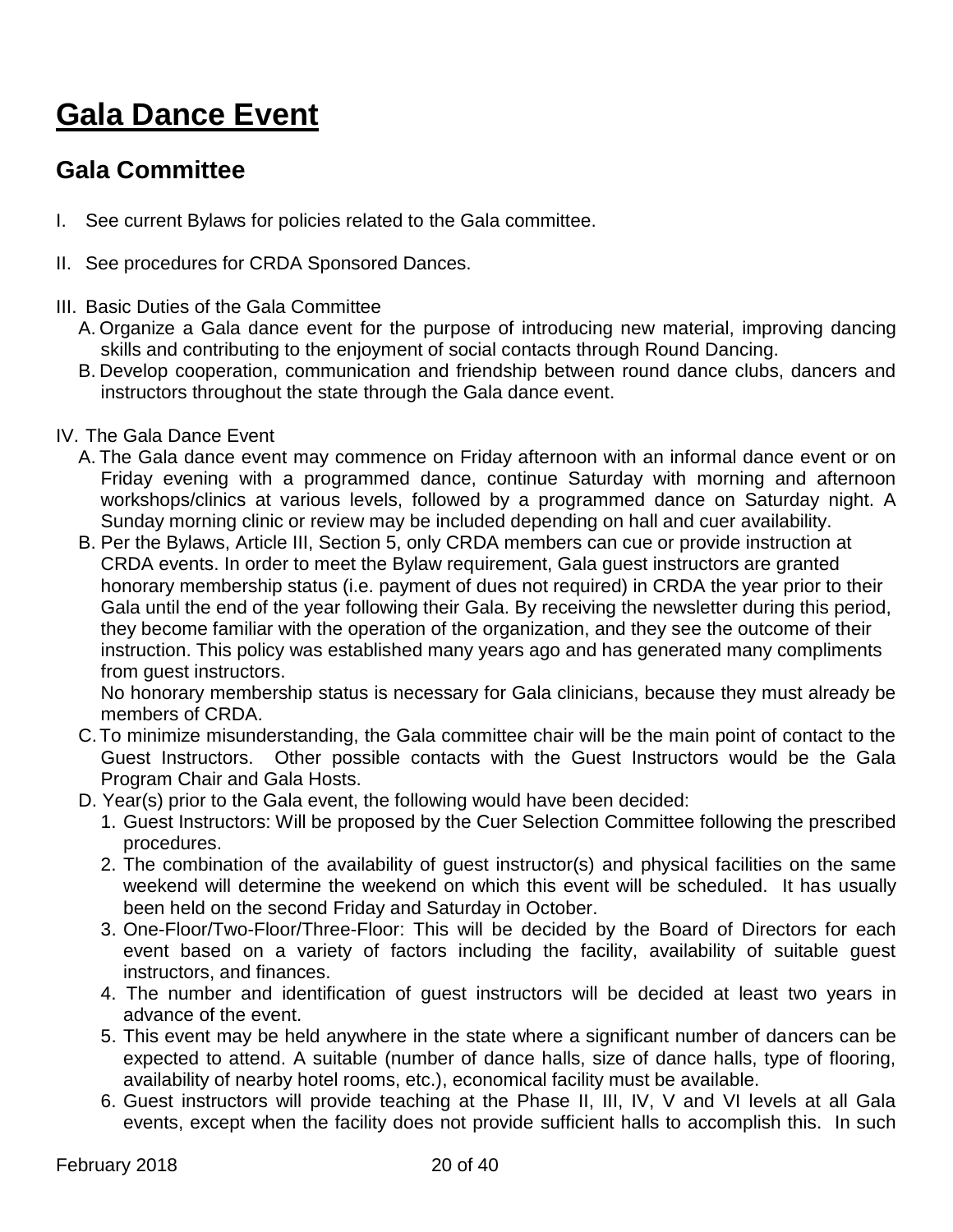# Gala Dance Event

## Gala Committee

I. See current Bylaws for policies related to the Gala committee.

II. See procedures for CRDA Sponsored Dances.

III. Basic Duties of the Gala Committee

   A. Organize a Gala dance event for the purpose of introducing new material, improving dancing skills and contributing to the enjoyment of social contacts through Round Dancing.

   B. Develop cooperation, communication and friendship between round dance clubs, dancers and instructors throughout the state through the Gala dance event.

IV. The Gala Dance Event

   A. The Gala dance event may commence on Friday afternoon with an informal dance event or on Friday evening with a programmed dance, continue Saturday with morning and afternoon workshops/clinics at various levels, followed by a programmed dance on Saturday night. A Sunday morning clinic or review may be included depending on hall and cuer availability.

   B. Per the Bylaws, Article III, Section 5, only CRDA members can cue or provide instruction at CRDA events. In order to meet the Bylaw requirement, Gala guest instructors are granted honorary membership status (i.e. payment of dues not required) in CRDA the year prior to their Gala until the end of the year following their Gala. By receiving the newsletter during this period, they become familiar with the operation of the organization, and they see the outcome of their instruction. This policy was established many years ago and has generated many compliments from guest instructors.

      No honorary membership status is necessary for Gala clinicians, because they must already be members of CRDA.

   C. To minimize misunderstanding, the Gala committee chair will be the main point of contact to the Guest Instructors. Other possible contacts with the Guest Instructors would be the Gala Program Chair and Gala Hosts.

   D. Year(s) prior to the Gala event, the following would have been decided:

      1. Guest Instructors: Will be proposed by the Cuer Selection Committee following the prescribed procedures.
      2. The combination of the availability of guest instructor(s) and physical facilities on the same weekend will determine the weekend on which this event will be scheduled. It has usually been held on the second Friday and Saturday in October.
      3. One-Floor/Two-Floor/Three-Floor: This will be decided by the Board of Directors for each event based on a variety of factors including the facility, availability of suitable guest instructors, and finances.
      4. The number and identification of guest instructors will be decided at least two years in advance of the event.
      5. This event may be held anywhere in the state where a significant number of dancers can be expected to attend. A suitable (number of dance halls, size of dance halls, type of flooring, availability of nearby hotel rooms, etc.), economical facility must be available.
      6. Guest instructors will provide teaching at the Phase II, III, IV, V and VI levels at all Gala events, except when the facility does not provide sufficient halls to accomplish this. In such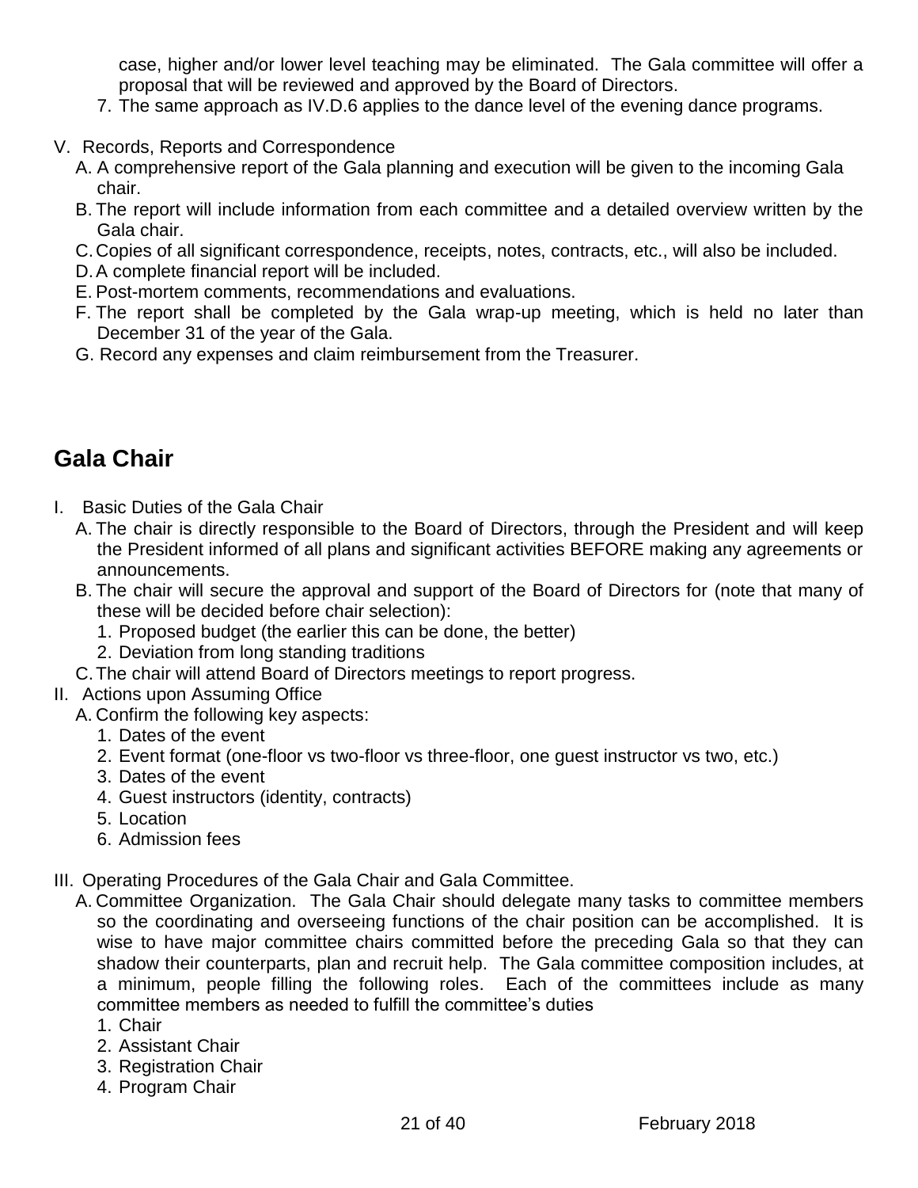case, higher and/or lower level teaching may be eliminated. The Gala committee will offer a proposal that will be reviewed and approved by the Board of Directors.

7. The same approach as IV.D.6 applies to the dance level of the evening dance programs.

V. Records, Reports and Correspondence
   - A. A comprehensive report of the Gala planning and execution will be given to the incoming Gala chair.
   - B. The report will include information from each committee and a detailed overview written by the Gala chair.
   - C. Copies of all significant correspondence, receipts, notes, contracts, etc., will also be included.
   - D. A complete financial report will be included.
   - E. Post-mortem comments, recommendations and evaluations.
   - F. The report shall be completed by the Gala wrap-up meeting, which is held no later than December 31 of the year of the Gala.
   - G. Record any expenses and claim reimbursement from the Treasurer.

## Gala Chair

I. Basic Duties of the Gala Chair
   - A. The chair is directly responsible to the Board of Directors, through the President and will keep the President informed of all plans and significant activities BEFORE making any agreements or announcements.
   - B. The chair will secure the approval and support of the Board of Directors for (note that many of these will be decided before chair selection):
     1. Proposed budget (the earlier this can be done, the better)
     2. Deviation from long standing traditions
   - C. The chair will attend Board of Directors meetings to report progress.

II. Actions upon Assuming Office
   - A. Confirm the following key aspects:
     1. Dates of the event
     2. Event format (one-floor vs two-floor vs three-floor, one guest instructor vs two, etc.)
     3. Dates of the event
     4. Guest instructors (identity, contracts)
     5. Location
     6. Admission fees

III. Operating Procedures of the Gala Chair and Gala Committee.
   - A. Committee Organization. The Gala Chair should delegate many tasks to committee members so the coordinating and overseeing functions of the chair position can be accomplished. It is wise to have major committee chairs committed before the preceding Gala so that they can shadow their counterparts, plan and recruit help. The Gala committee composition includes, at a minimum, people filling the following roles. Each of the committees include as many committee members as needed to fulfill the committee's duties
     1. Chair
     2. Assistant Chair
     3. Registration Chair
     4. Program Chair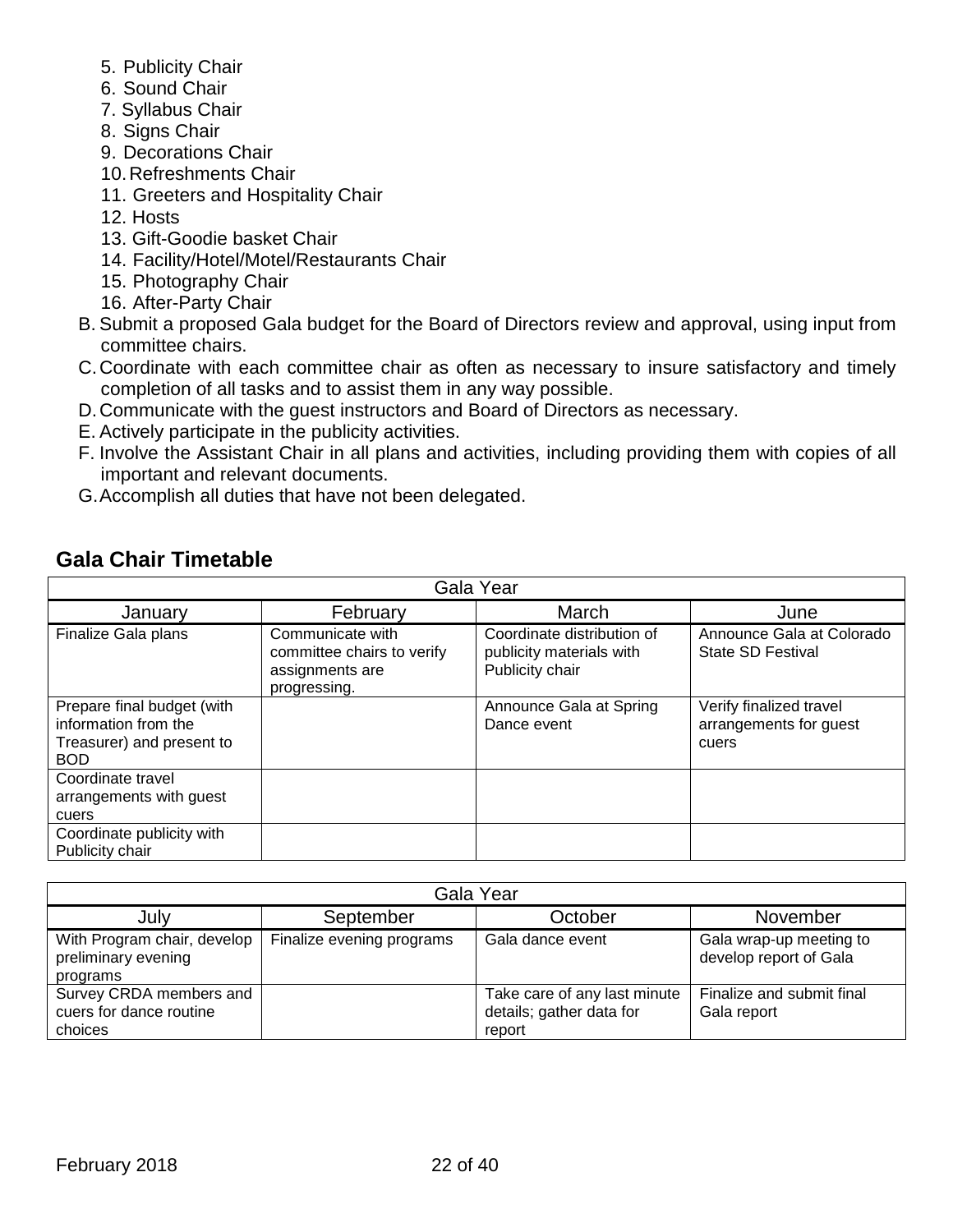5. Publicity Chair
6. Sound Chair
7. Syllabus Chair
8. Signs Chair
9. Decorations Chair
10. Refreshments Chair
11. Greeters and Hospitality Chair
12. Hosts
13. Gift-Goodie basket Chair
14. Facility/Hotel/Motel/Restaurants Chair
15. Photography Chair
16. After-Party Chair

B. Submit a proposed Gala budget for the Board of Directors review and approval, using input from committee chairs.

C. Coordinate with each committee chair as often as necessary to insure satisfactory and timely completion of all tasks and to assist them in any way possible.

D. Communicate with the guest instructors and Board of Directors as necessary.

E. Actively participate in the publicity activities.

F. Involve the Assistant Chair in all plans and activities, including providing them with copies of all important and relevant documents.

G. Accomplish all duties that have not been delegated.

## Gala Chair Timetable

| Gala Year | | | |
|---|---|---|---|
| January | February | March | June |
| Finalize Gala plans | Communicate with committee chairs to verify assignments are progressing. | Coordinate distribution of publicity materials with Publicity chair | Announce Gala at Colorado State SD Festival |
| Prepare final budget (with information from the Treasurer) and present to BOD | | Announce Gala at Spring Dance event | Verify finalized travel arrangements for guest cuers |
| Coordinate travel arrangements with guest cuers | | | |
| Coordinate publicity with Publicity chair | | | |

| Gala Year | | | |
|---|---|---|---|
| July | September | October | November |
| With Program chair, develop preliminary evening programs | Finalize evening programs | Gala dance event | Gala wrap-up meeting to develop report of Gala |
| Survey CRDA members and cuers for dance routine choices | | Take care of any last minute details; gather data for report | Finalize and submit final Gala report |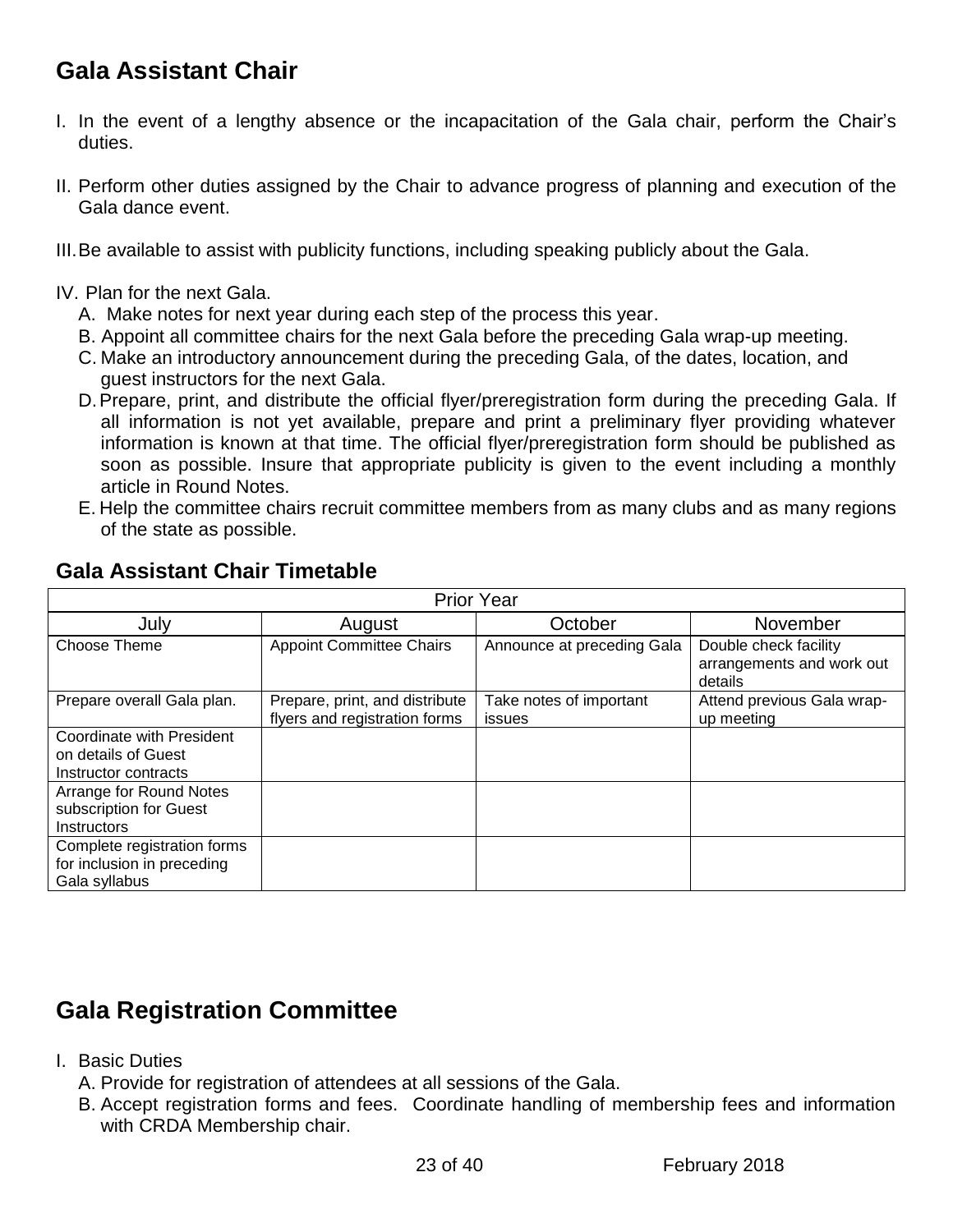## Gala Assistant Chair

I. In the event of a lengthy absence or the incapacitation of the Gala chair, perform the Chair's duties.

II. Perform other duties assigned by the Chair to advance progress of planning and execution of the Gala dance event.

III. Be available to assist with publicity functions, including speaking publicly about the Gala.

IV. Plan for the next Gala.
   A. Make notes for next year during each step of the process this year.
   B. Appoint all committee chairs for the next Gala before the preceding Gala wrap-up meeting.
   C. Make an introductory announcement during the preceding Gala, of the dates, location, and guest instructors for the next Gala.
   D. Prepare, print, and distribute the official flyer/preregistration form during the preceding Gala. If all information is not yet available, prepare and print a preliminary flyer providing whatever information is known at that time. The official flyer/preregistration form should be published as soon as possible. Insure that appropriate publicity is given to the event including a monthly article in Round Notes.
   E. Help the committee chairs recruit committee members from as many clubs and as many regions of the state as possible.

### Gala Assistant Chair Timetable

| Prior Year | | | |
|---|---|---|---|
| July | August | October | November |
| Choose Theme | Appoint Committee Chairs | Announce at preceding Gala | Double check facility arrangements and work out details |
| Prepare overall Gala plan. | Prepare, print, and distribute flyers and registration forms | Take notes of important issues | Attend previous Gala wrap-up meeting |
| Coordinate with President on details of Guest Instructor contracts | | | |
| Arrange for Round Notes subscription for Guest Instructors | | | |
| Complete registration forms for inclusion in preceding Gala syllabus | | | |

## Gala Registration Committee

I. Basic Duties
   A. Provide for registration of attendees at all sessions of the Gala.
   B. Accept registration forms and fees. Coordinate handling of membership fees and information with CRDA Membership chair.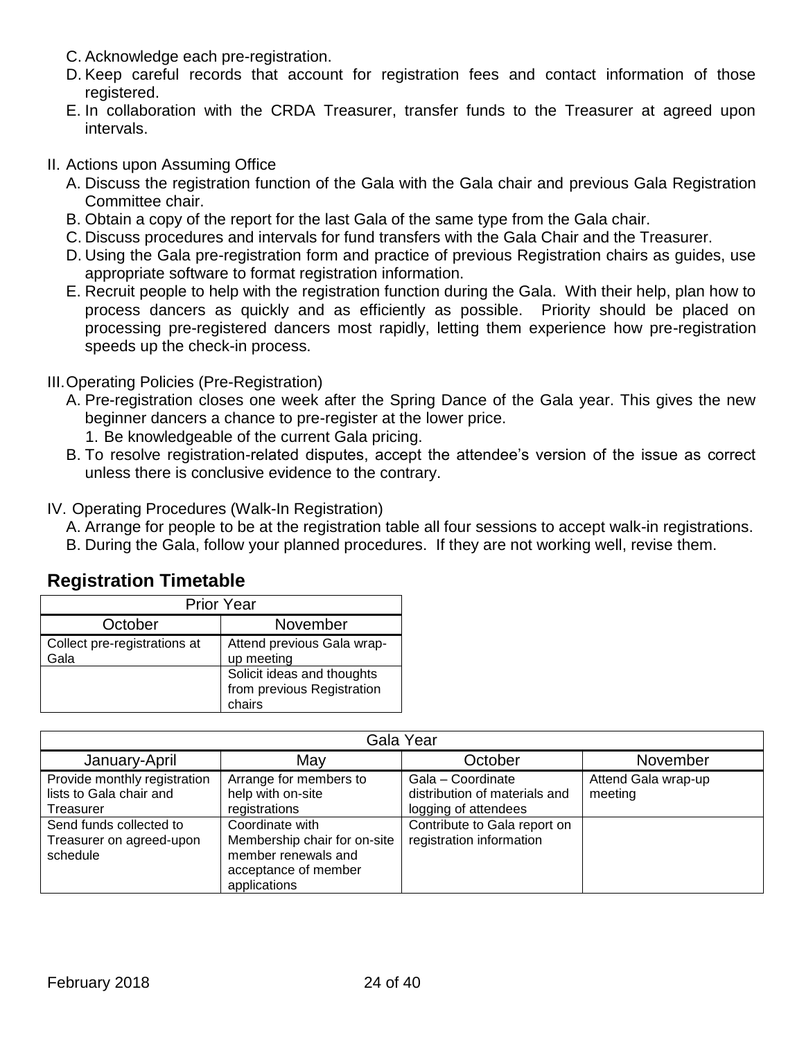C. Acknowledge each pre-registration.

D. Keep careful records that account for registration fees and contact information of those registered.

E. In collaboration with the CRDA Treasurer, transfer funds to the Treasurer at agreed upon intervals.

II. Actions upon Assuming Office

A. Discuss the registration function of the Gala with the Gala chair and previous Gala Registration Committee chair.

B. Obtain a copy of the report for the last Gala of the same type from the Gala chair.

C. Discuss procedures and intervals for fund transfers with the Gala Chair and the Treasurer.

D. Using the Gala pre-registration form and practice of previous Registration chairs as guides, use appropriate software to format registration information.

E. Recruit people to help with the registration function during the Gala. With their help, plan how to process dancers as quickly and as efficiently as possible. Priority should be placed on processing pre-registered dancers most rapidly, letting them experience how pre-registration speeds up the check-in process.

III. Operating Policies (Pre-Registration)

A. Pre-registration closes one week after the Spring Dance of the Gala year. This gives the new beginner dancers a chance to pre-register at the lower price.

   1. Be knowledgeable of the current Gala pricing.

B. To resolve registration-related disputes, accept the attendee's version of the issue as correct unless there is conclusive evidence to the contrary.

IV. Operating Procedures (Walk-In Registration)

A. Arrange for people to be at the registration table all four sessions to accept walk-in registrations.

B. During the Gala, follow your planned procedures. If they are not working well, revise them.

## Registration Timetable

| Prior Year | |
|---|---|
| October | November |
| Collect pre-registrations at Gala | Attend previous Gala wrap-up meeting |
| | Solicit ideas and thoughts from previous Registration chairs |

| Gala Year | | | |
|---|---|---|---|
| January-April | May | October | November |
| Provide monthly registration lists to Gala chair and Treasurer | Arrange for members to help with on-site registrations | Gala – Coordinate distribution of materials and logging of attendees | Attend Gala wrap-up meeting |
| Send funds collected to Treasurer on agreed-upon schedule | Coordinate with Membership chair for on-site member renewals and acceptance of member applications | Contribute to Gala report on registration information | |

February 2018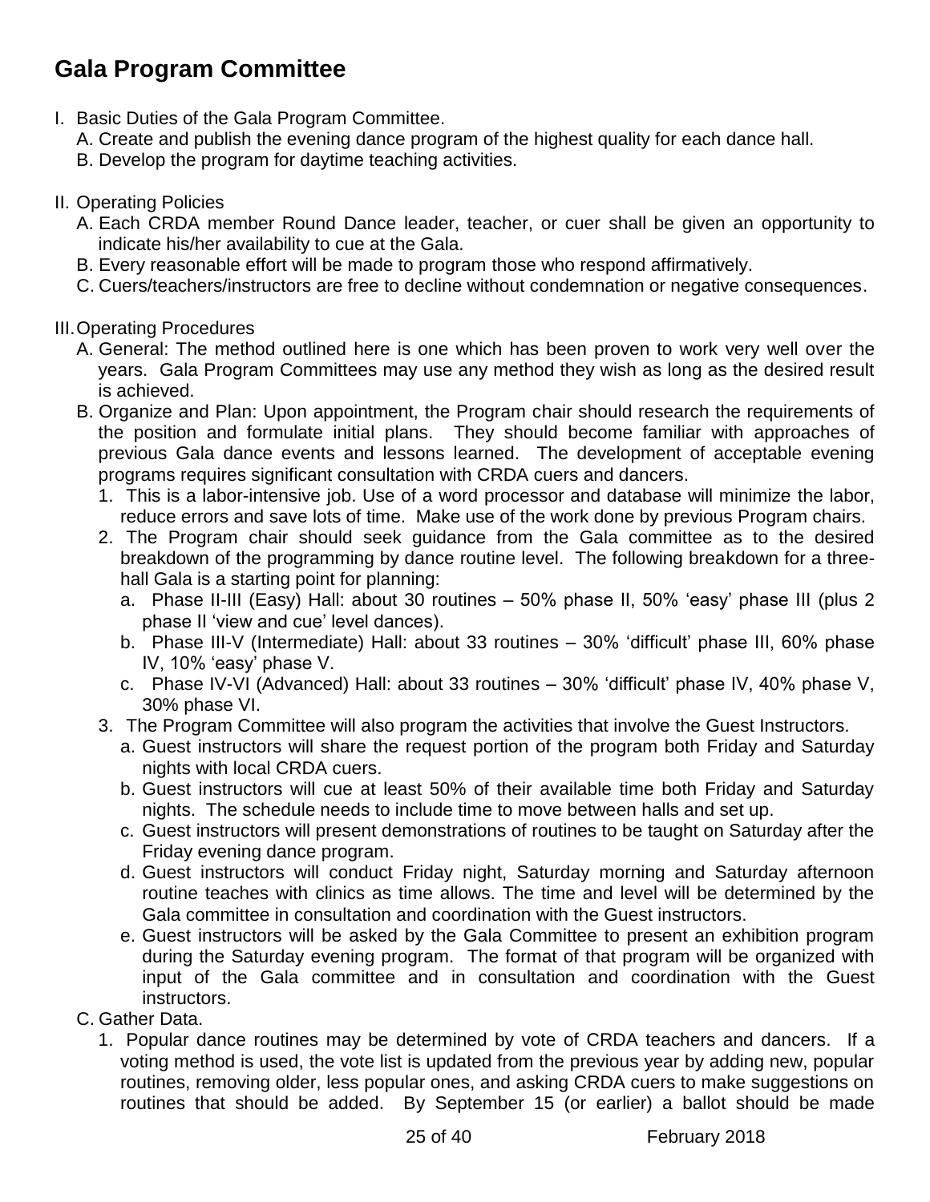# Gala Program Committee

I. Basic Duties of the Gala Program Committee.
   A. Create and publish the evening dance program of the highest quality for each dance hall.
   B. Develop the program for daytime teaching activities.

II. Operating Policies
   A. Each CRDA member Round Dance leader, teacher, or cuer shall be given an opportunity to indicate his/her availability to cue at the Gala.
   B. Every reasonable effort will be made to program those who respond affirmatively.
   C. Cuers/teachers/instructors are free to decline without condemnation or negative consequences.

III. Operating Procedures
   A. General: The method outlined here is one which has been proven to work very well over the years. Gala Program Committees may use any method they wish as long as the desired result is achieved.
   B. Organize and Plan: Upon appointment, the Program chair should research the requirements of the position and formulate initial plans. They should become familiar with approaches of previous Gala dance events and lessons learned. The development of acceptable evening programs requires significant consultation with CRDA cuers and dancers.
      1. This is a labor-intensive job. Use of a word processor and database will minimize the labor, reduce errors and save lots of time. Make use of the work done by previous Program chairs.
      2. The Program chair should seek guidance from the Gala committee as to the desired breakdown of the programming by dance routine level. The following breakdown for a three-hall Gala is a starting point for planning:
         a. Phase II-III (Easy) Hall: about 30 routines – 50% phase II, 50% 'easy' phase III (plus 2 phase II 'view and cue' level dances).
         b. Phase III-V (Intermediate) Hall: about 33 routines – 30% 'difficult' phase III, 60% phase IV, 10% 'easy' phase V.
         c. Phase IV-VI (Advanced) Hall: about 33 routines – 30% 'difficult' phase IV, 40% phase V, 30% phase VI.
      3. The Program Committee will also program the activities that involve the Guest Instructors.
         a. Guest instructors will share the request portion of the program both Friday and Saturday nights with local CRDA cuers.
         b. Guest instructors will cue at least 50% of their available time both Friday and Saturday nights. The schedule needs to include time to move between halls and set up.
         c. Guest instructors will present demonstrations of routines to be taught on Saturday after the Friday evening dance program.
         d. Guest instructors will conduct Friday night, Saturday morning and Saturday afternoon routine teaches with clinics as time allows. The time and level will be determined by the Gala committee in consultation and coordination with the Guest instructors.
         e. Guest instructors will be asked by the Gala Committee to present an exhibition program during the Saturday evening program. The format of that program will be organized with input of the Gala committee and in consultation and coordination with the Guest instructors.
   C. Gather Data.
      1. Popular dance routines may be determined by vote of CRDA teachers and dancers. If a voting method is used, the vote list is updated from the previous year by adding new, popular routines, removing older, less popular ones, and asking CRDA cuers to make suggestions on routines that should be added. By September 15 (or earlier) a ballot should be made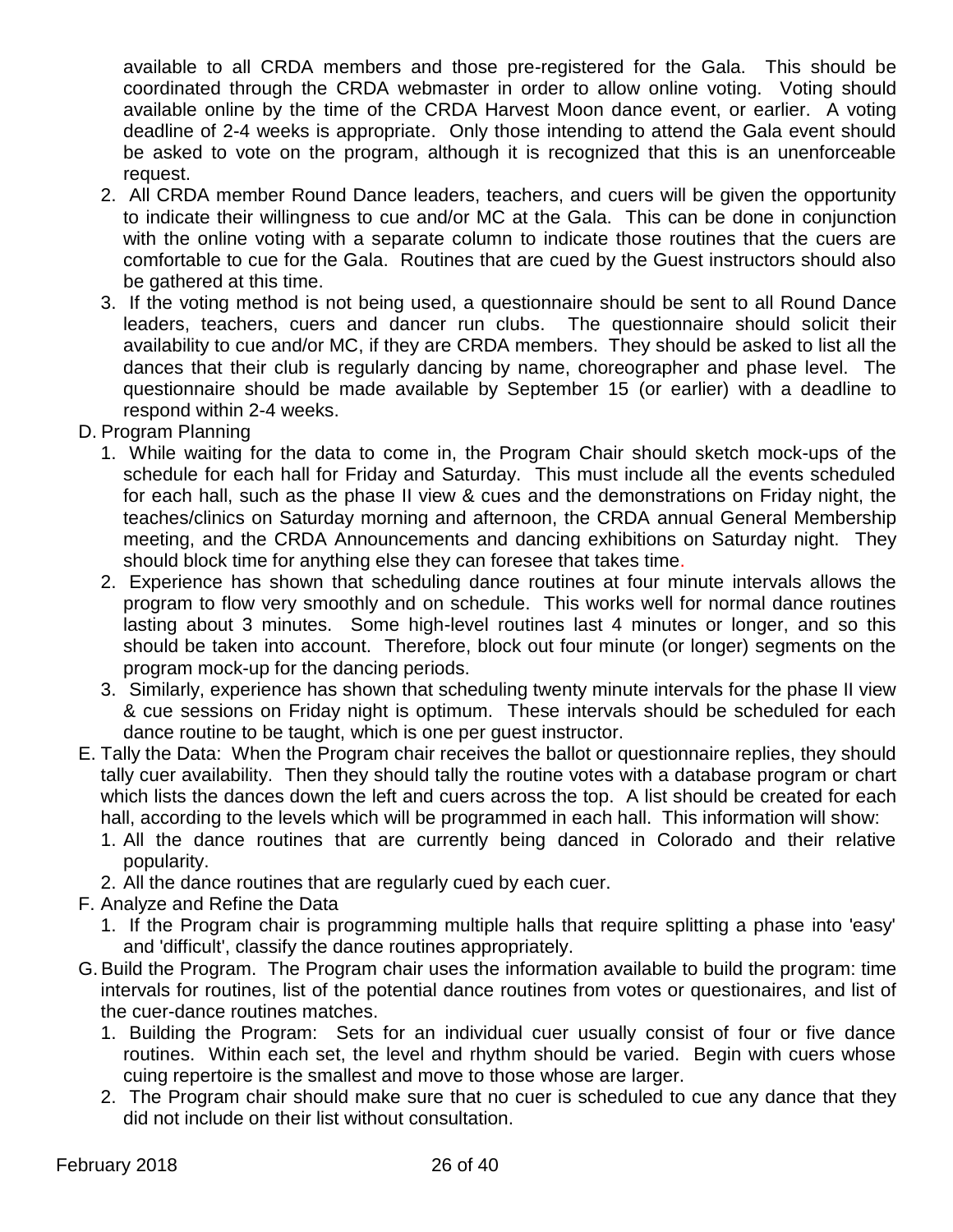available to all CRDA members and those pre-registered for the Gala. This should be coordinated through the CRDA webmaster in order to allow online voting. Voting should available online by the time of the CRDA Harvest Moon dance event, or earlier. A voting deadline of 2-4 weeks is appropriate. Only those intending to attend the Gala event should be asked to vote on the program, although it is recognized that this is an unenforceable request.

2. All CRDA member Round Dance leaders, teachers, and cuers will be given the opportunity to indicate their willingness to cue and/or MC at the Gala. This can be done in conjunction with the online voting with a separate column to indicate those routines that the cuers are comfortable to cue for the Gala. Routines that are cued by the Guest instructors should also be gathered at this time.
3. If the voting method is not being used, a questionnaire should be sent to all Round Dance leaders, teachers, cuers and dancer run clubs. The questionnaire should solicit their availability to cue and/or MC, if they are CRDA members. They should be asked to list all the dances that their club is regularly dancing by name, choreographer and phase level. The questionnaire should be made available by September 15 (or earlier) with a deadline to respond within 2-4 weeks.

D. Program Planning

1. While waiting for the data to come in, the Program Chair should sketch mock-ups of the schedule for each hall for Friday and Saturday. This must include all the events scheduled for each hall, such as the phase II view & cues and the demonstrations on Friday night, the teaches/clinics on Saturday morning and afternoon, the CRDA annual General Membership meeting, and the CRDA Announcements and dancing exhibitions on Saturday night. They should block time for anything else they can foresee that takes time.
2. Experience has shown that scheduling dance routines at four minute intervals allows the program to flow very smoothly and on schedule. This works well for normal dance routines lasting about 3 minutes. Some high-level routines last 4 minutes or longer, and so this should be taken into account. Therefore, block out four minute (or longer) segments on the program mock-up for the dancing periods.
3. Similarly, experience has shown that scheduling twenty minute intervals for the phase II view & cue sessions on Friday night is optimum. These intervals should be scheduled for each dance routine to be taught, which is one per guest instructor.

E. Tally the Data: When the Program chair receives the ballot or questionnaire replies, they should tally cuer availability. Then they should tally the routine votes with a database program or chart which lists the dances down the left and cuers across the top. A list should be created for each hall, according to the levels which will be programmed in each hall. This information will show:

1. All the dance routines that are currently being danced in Colorado and their relative popularity.
2. All the dance routines that are regularly cued by each cuer.

F. Analyze and Refine the Data

1. If the Program chair is programming multiple halls that require splitting a phase into 'easy' and 'difficult', classify the dance routines appropriately.

G. Build the Program. The Program chair uses the information available to build the program: time intervals for routines, list of the potential dance routines from votes or questionaires, and list of the cuer-dance routines matches.

1. Building the Program: Sets for an individual cuer usually consist of four or five dance routines. Within each set, the level and rhythm should be varied. Begin with cuers whose cuing repertoire is the smallest and move to those whose are larger.
2. The Program chair should make sure that no cuer is scheduled to cue any dance that they did not include on their list without consultation.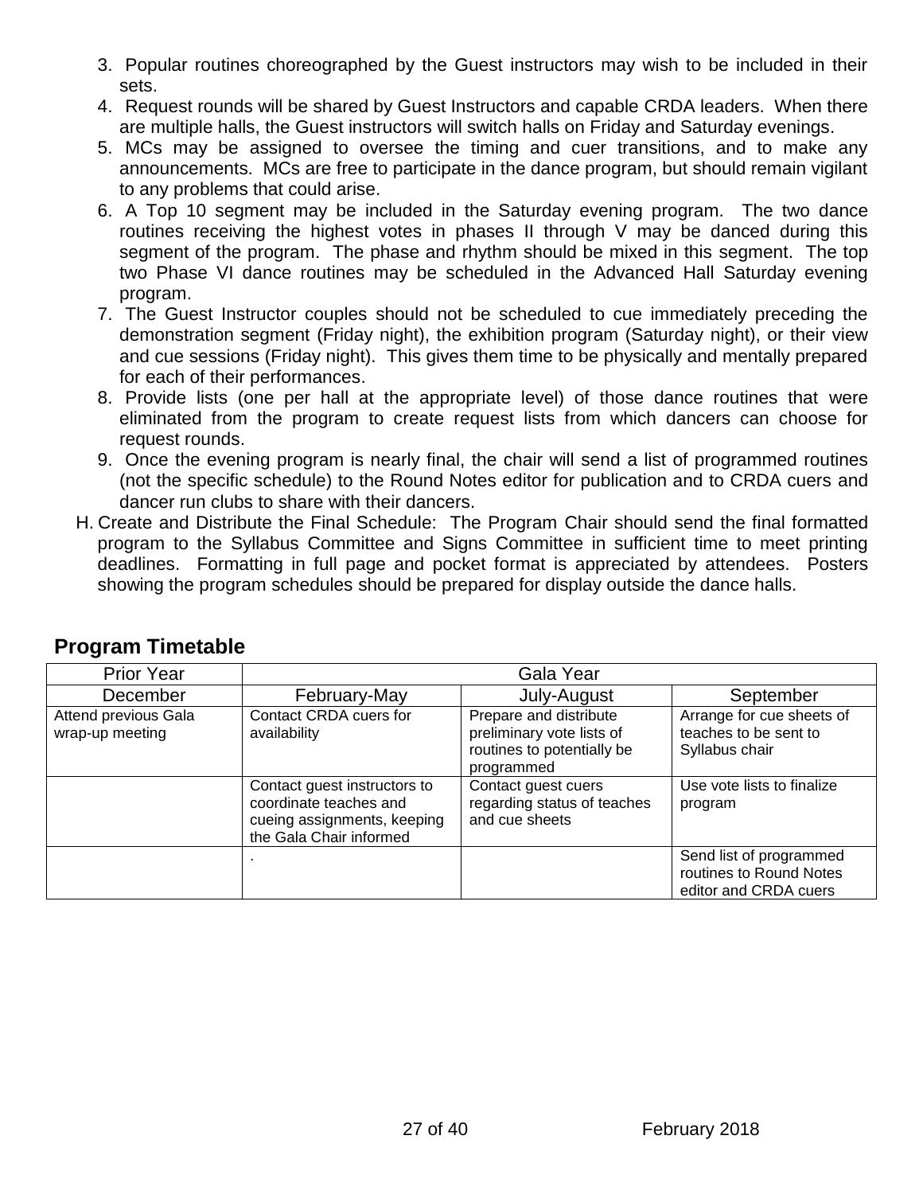3. Popular routines choreographed by the Guest instructors may wish to be included in their sets.
4. Request rounds will be shared by Guest Instructors and capable CRDA leaders. When there are multiple halls, the Guest instructors will switch halls on Friday and Saturday evenings.
5. MCs may be assigned to oversee the timing and cuer transitions, and to make any announcements. MCs are free to participate in the dance program, but should remain vigilant to any problems that could arise.
6. A Top 10 segment may be included in the Saturday evening program. The two dance routines receiving the highest votes in phases II through V may be danced during this segment of the program. The phase and rhythm should be mixed in this segment. The top two Phase VI dance routines may be scheduled in the Advanced Hall Saturday evening program.
7. The Guest Instructor couples should not be scheduled to cue immediately preceding the demonstration segment (Friday night), the exhibition program (Saturday night), or their view and cue sessions (Friday night). This gives them time to be physically and mentally prepared for each of their performances.
8. Provide lists (one per hall at the appropriate level) of those dance routines that were eliminated from the program to create request lists from which dancers can choose for request rounds.
9. Once the evening program is nearly final, the chair will send a list of programmed routines (not the specific schedule) to the Round Notes editor for publication and to CRDA cuers and dancer run clubs to share with their dancers.

H. Create and Distribute the Final Schedule: The Program Chair should send the final formatted program to the Syllabus Committee and Signs Committee in sufficient time to meet printing deadlines. Formatting in full page and pocket format is appreciated by attendees. Posters showing the program schedules should be prepared for display outside the dance halls.

## Program Timetable

| Prior Year | Gala Year | | |
|---|---|---|---|
| December | February-May | July-August | September |
| Attend previous Gala wrap-up meeting | Contact CRDA cuers for availability | Prepare and distribute preliminary vote lists of routines to potentially be programmed | Arrange for cue sheets of teaches to be sent to Syllabus chair |
| | Contact guest instructors to coordinate teaches and cueing assignments, keeping the Gala Chair informed | Contact guest cuers regarding status of teaches and cue sheets | Use vote lists to finalize program |
| | . | | Send list of programmed routines to Round Notes editor and CRDA cuers |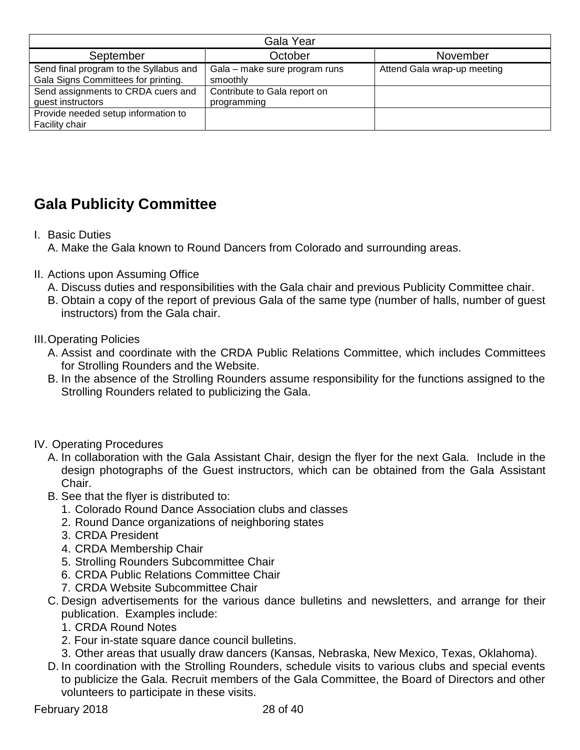| Gala Year | | |
|---|---|---|
| September | October | November |
| Send final program to the Syllabus and Gala Signs Committees for printing. | Gala – make sure program runs smoothly | Attend Gala wrap-up meeting |
| Send assignments to CRDA cuers and guest instructors | Contribute to Gala report on programming | |
| Provide needed setup information to Facility chair | | |

## Gala Publicity Committee

I. Basic Duties
   A. Make the Gala known to Round Dancers from Colorado and surrounding areas.

II. Actions upon Assuming Office
   A. Discuss duties and responsibilities with the Gala chair and previous Publicity Committee chair.
   B. Obtain a copy of the report of previous Gala of the same type (number of halls, number of guest instructors) from the Gala chair.

III. Operating Policies
   A. Assist and coordinate with the CRDA Public Relations Committee, which includes Committees for Strolling Rounders and the Website.
   B. In the absence of the Strolling Rounders assume responsibility for the functions assigned to the Strolling Rounders related to publicizing the Gala.

IV. Operating Procedures
   A. In collaboration with the Gala Assistant Chair, design the flyer for the next Gala. Include in the design photographs of the Guest instructors, which can be obtained from the Gala Assistant Chair.
   B. See that the flyer is distributed to:
      1. Colorado Round Dance Association clubs and classes
      2. Round Dance organizations of neighboring states
      3. CRDA President
      4. CRDA Membership Chair
      5. Strolling Rounders Subcommittee Chair
      6. CRDA Public Relations Committee Chair
      7. CRDA Website Subcommittee Chair
   C. Design advertisements for the various dance bulletins and newsletters, and arrange for their publication. Examples include:
      1. CRDA Round Notes
      2. Four in-state square dance council bulletins.
      3. Other areas that usually draw dancers (Kansas, Nebraska, New Mexico, Texas, Oklahoma).
   D. In coordination with the Strolling Rounders, schedule visits to various clubs and special events to publicize the Gala. Recruit members of the Gala Committee, the Board of Directors and other volunteers to participate in these visits.

February 2018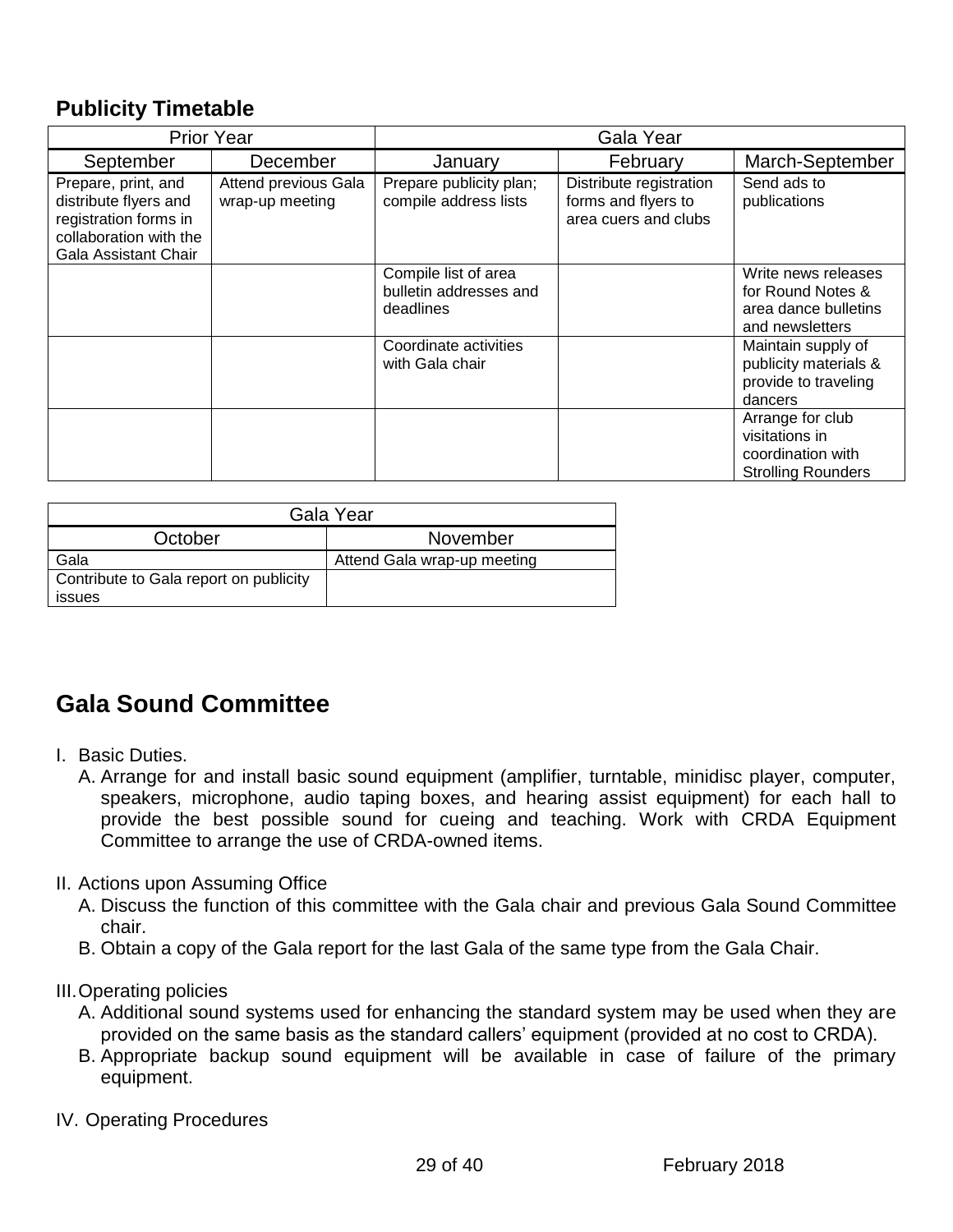## Publicity Timetable

| Prior Year | | Gala Year | | |
|---|---|---|---|---|
| September | December | January | February | March-September |
| Prepare, print, and distribute flyers and registration forms in collaboration with the Gala Assistant Chair | Attend previous Gala wrap-up meeting | Prepare publicity plan; compile address lists | Distribute registration forms and flyers to area cuers and clubs | Send ads to publications |
| | | Compile list of area bulletin addresses and deadlines | | Write news releases for Round Notes & area dance bulletins and newsletters |
| | | Coordinate activities with Gala chair | | Maintain supply of publicity materials & provide to traveling dancers |
| | | | | Arrange for club visitations in coordination with Strolling Rounders |

| Gala Year | |
|---|---|
| October | November |
| Gala | Attend Gala wrap-up meeting |
| Contribute to Gala report on publicity issues | |

# Gala Sound Committee

I. Basic Duties.
   A. Arrange for and install basic sound equipment (amplifier, turntable, minidisc player, computer, speakers, microphone, audio taping boxes, and hearing assist equipment) for each hall to provide the best possible sound for cueing and teaching. Work with CRDA Equipment Committee to arrange the use of CRDA-owned items.

II. Actions upon Assuming Office
   A. Discuss the function of this committee with the Gala chair and previous Gala Sound Committee chair.
   B. Obtain a copy of the Gala report for the last Gala of the same type from the Gala Chair.

III. Operating policies
   A. Additional sound systems used for enhancing the standard system may be used when they are provided on the same basis as the standard callers' equipment (provided at no cost to CRDA).
   B. Appropriate backup sound equipment will be available in case of failure of the primary equipment.

IV. Operating Procedures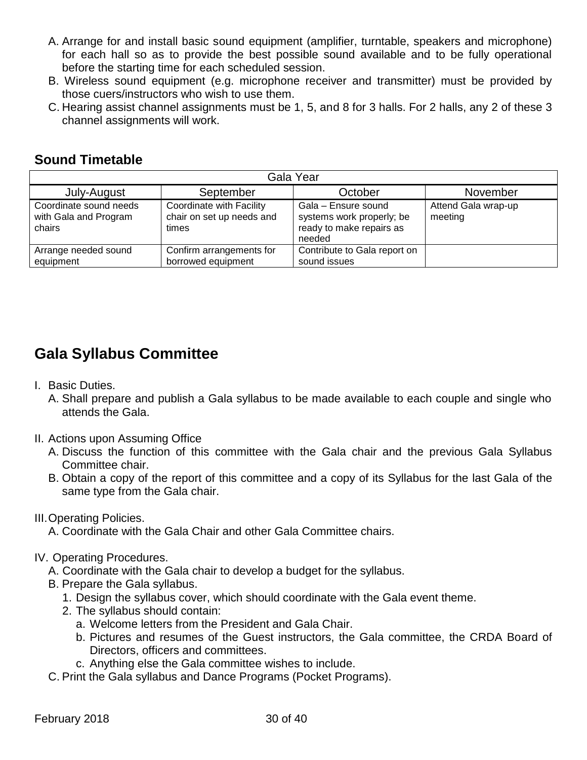A. Arrange for and install basic sound equipment (amplifier, turntable, speakers and microphone) for each hall so as to provide the best possible sound available and to be fully operational before the starting time for each scheduled session.

B. Wireless sound equipment (e.g. microphone receiver and transmitter) must be provided by those cuers/instructors who wish to use them.

C. Hearing assist channel assignments must be 1, 5, and 8 for 3 halls. For 2 halls, any 2 of these 3 channel assignments will work.

## Sound Timetable

| Gala Year | | | |
|---|---|---|---|
| July-August | September | October | November |
| Coordinate sound needs with Gala and Program chairs | Coordinate with Facility chair on set up needs and times | Gala – Ensure sound systems work properly; be ready to make repairs as needed | Attend Gala wrap-up meeting |
| Arrange needed sound equipment | Confirm arrangements for borrowed equipment | Contribute to Gala report on sound issues | |

## Gala Syllabus Committee

I. Basic Duties.
   A. Shall prepare and publish a Gala syllabus to be made available to each couple and single who attends the Gala.

II. Actions upon Assuming Office
   A. Discuss the function of this committee with the Gala chair and the previous Gala Syllabus Committee chair.
   B. Obtain a copy of the report of this committee and a copy of its Syllabus for the last Gala of the same type from the Gala chair.

III. Operating Policies.
   A. Coordinate with the Gala Chair and other Gala Committee chairs.

IV. Operating Procedures.
   A. Coordinate with the Gala chair to develop a budget for the syllabus.
   B. Prepare the Gala syllabus.
      1. Design the syllabus cover, which should coordinate with the Gala event theme.
      2. The syllabus should contain:
         a. Welcome letters from the President and Gala Chair.
         b. Pictures and resumes of the Guest instructors, the Gala committee, the CRDA Board of Directors, officers and committees.
         c. Anything else the Gala committee wishes to include.
   C. Print the Gala syllabus and Dance Programs (Pocket Programs).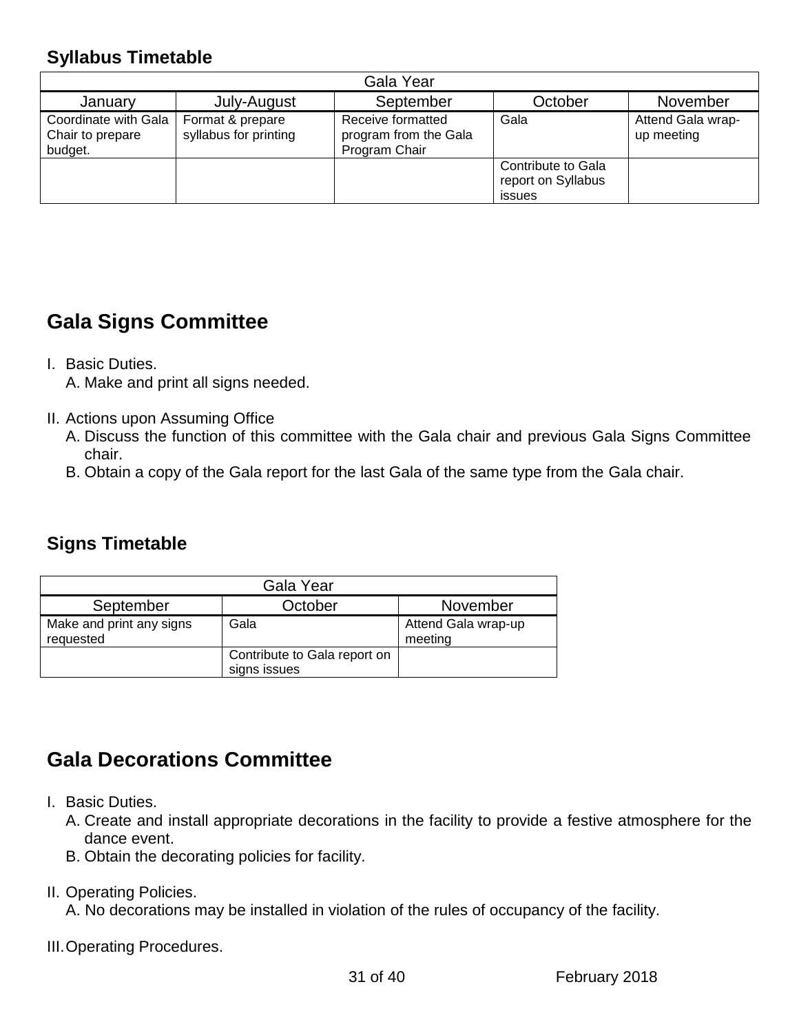### Syllabus Timetable

| Gala Year | | | | |
|---|---|---|---|---|
| January | July-August | September | October | November |
| Coordinate with Gala Chair to prepare budget. | Format & prepare syllabus for printing | Receive formatted program from the Gala Program Chair | Gala | Attend Gala wrap-up meeting |
| | | | Contribute to Gala report on Syllabus issues | |

## Gala Signs Committee

I. Basic Duties.
   A. Make and print all signs needed.

II. Actions upon Assuming Office
   A. Discuss the function of this committee with the Gala chair and previous Gala Signs Committee chair.
   B. Obtain a copy of the Gala report for the last Gala of the same type from the Gala chair.

### Signs Timetable

| Gala Year | | |
|---|---|---|
| September | October | November |
| Make and print any signs requested | Gala | Attend Gala wrap-up meeting |
| | Contribute to Gala report on signs issues | |

## Gala Decorations Committee

I. Basic Duties.
   A. Create and install appropriate decorations in the facility to provide a festive atmosphere for the dance event.
   B. Obtain the decorating policies for facility.

II. Operating Policies.
   A. No decorations may be installed in violation of the rules of occupancy of the facility.

III. Operating Procedures.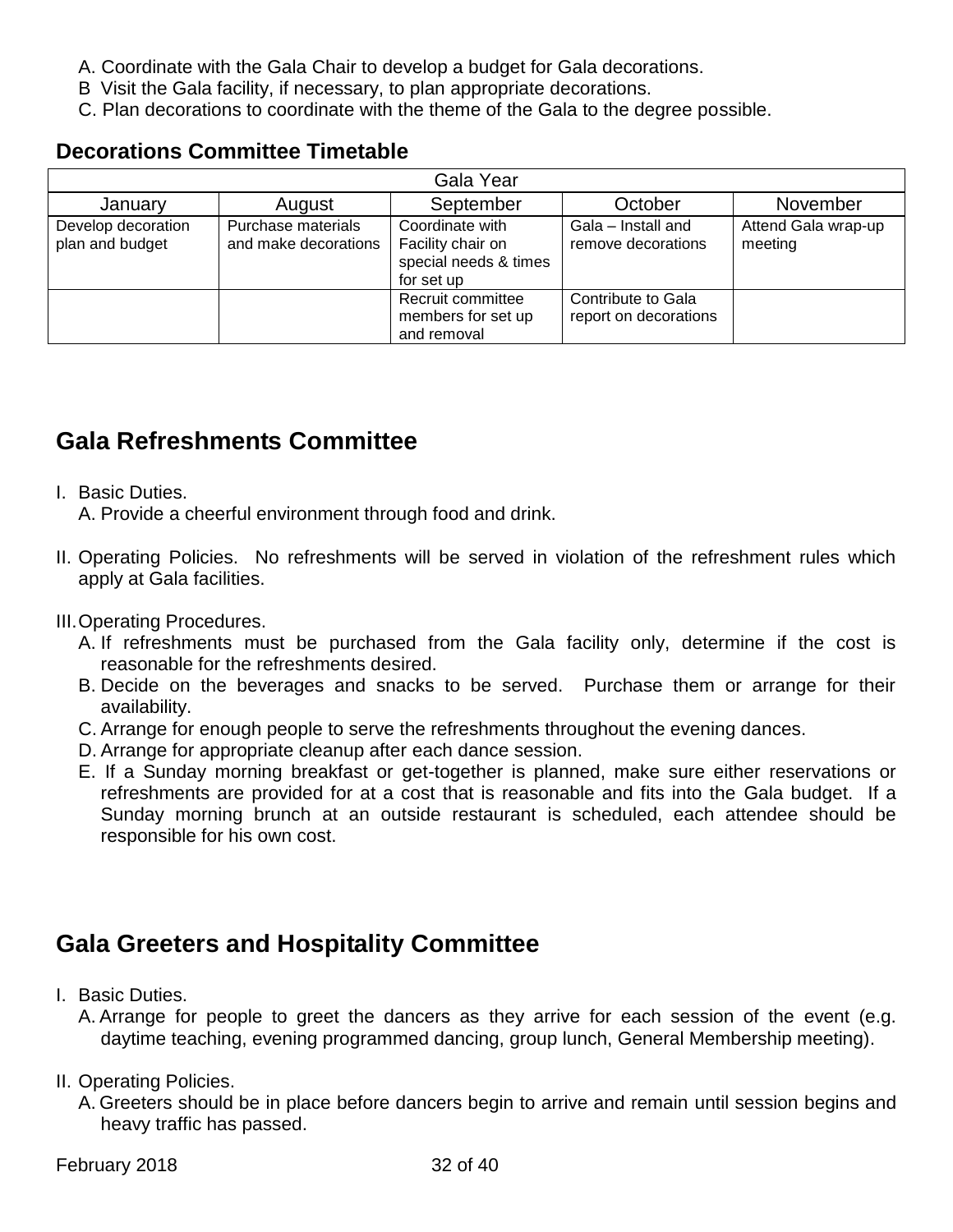A. Coordinate with the Gala Chair to develop a budget for Gala decorations.
B Visit the Gala facility, if necessary, to plan appropriate decorations.
C. Plan decorations to coordinate with the theme of the Gala to the degree possible.

### Decorations Committee Timetable

| Gala Year | | | | |
|---|---|---|---|---|
| January | August | September | October | November |
| Develop decoration plan and budget | Purchase materials and make decorations | Coordinate with Facility chair on special needs & times for set up | Gala – Install and remove decorations | Attend Gala wrap-up meeting |
| | | Recruit committee members for set up and removal | Contribute to Gala report on decorations | |

## Gala Refreshments Committee

I. Basic Duties.
   A. Provide a cheerful environment through food and drink.

II. Operating Policies. No refreshments will be served in violation of the refreshment rules which apply at Gala facilities.

III. Operating Procedures.
   A. If refreshments must be purchased from the Gala facility only, determine if the cost is reasonable for the refreshments desired.
   B. Decide on the beverages and snacks to be served. Purchase them or arrange for their availability.
   C. Arrange for enough people to serve the refreshments throughout the evening dances.
   D. Arrange for appropriate cleanup after each dance session.
   E. If a Sunday morning breakfast or get-together is planned, make sure either reservations or refreshments are provided for at a cost that is reasonable and fits into the Gala budget. If a Sunday morning brunch at an outside restaurant is scheduled, each attendee should be responsible for his own cost.

## Gala Greeters and Hospitality Committee

I. Basic Duties.
   A. Arrange for people to greet the dancers as they arrive for each session of the event (e.g. daytime teaching, evening programmed dancing, group lunch, General Membership meeting).

II. Operating Policies.
   A. Greeters should be in place before dancers begin to arrive and remain until session begins and heavy traffic has passed.

February 2018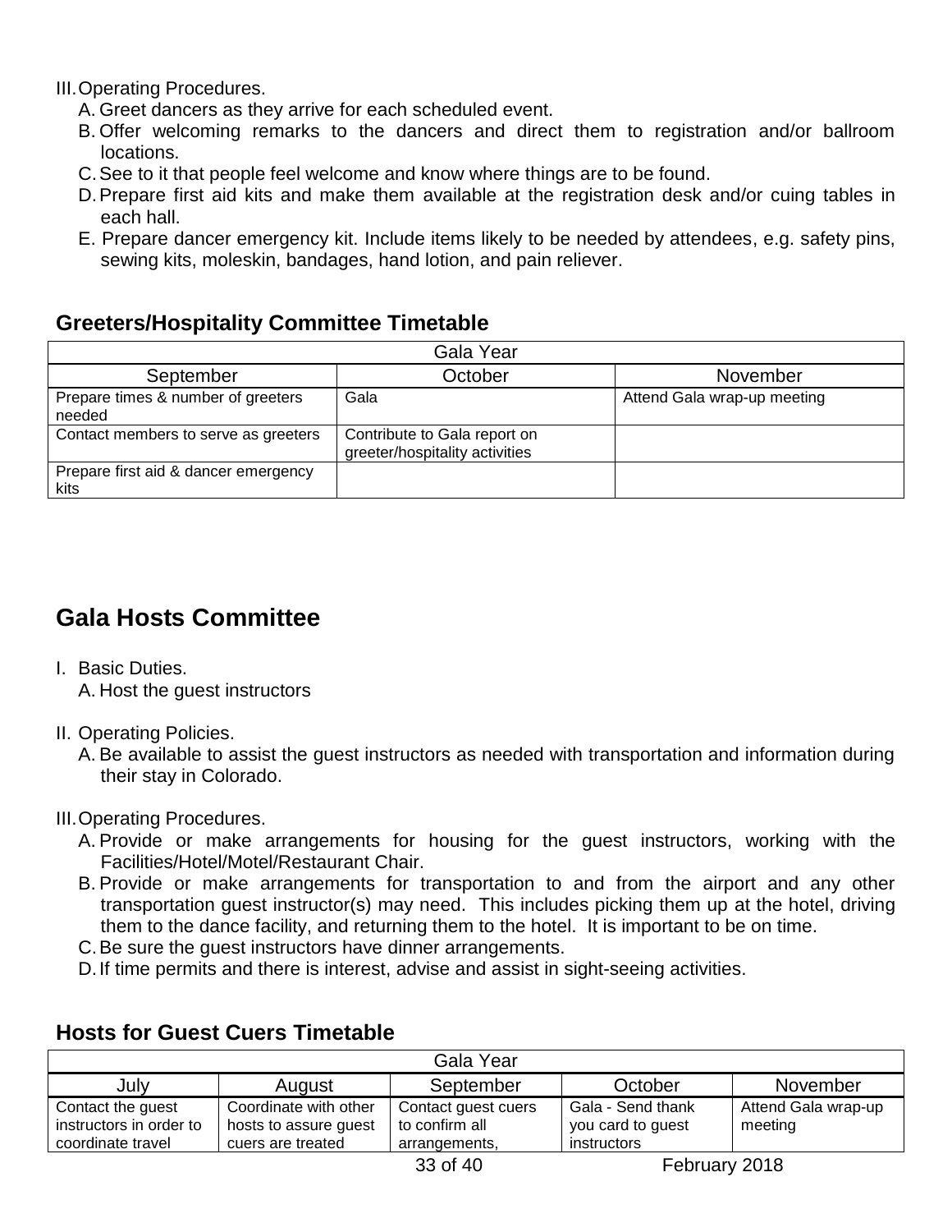III. Operating Procedures.

A. Greet dancers as they arrive for each scheduled event.
B. Offer welcoming remarks to the dancers and direct them to registration and/or ballroom locations.
C. See to it that people feel welcome and know where things are to be found.
D. Prepare first aid kits and make them available at the registration desk and/or cuing tables in each hall.
E. Prepare dancer emergency kit. Include items likely to be needed by attendees, e.g. safety pins, sewing kits, moleskin, bandages, hand lotion, and pain reliever.

### Greeters/Hospitality Committee Timetable

| Gala Year | | |
|---|---|---|
| September | October | November |
| Prepare times & number of greeters needed | Gala | Attend Gala wrap-up meeting |
| Contact members to serve as greeters | Contribute to Gala report on greeter/hospitality activities | |
| Prepare first aid & dancer emergency kits | | |

## Gala Hosts Committee

I. Basic Duties.

A. Host the guest instructors

II. Operating Policies.

A. Be available to assist the guest instructors as needed with transportation and information during their stay in Colorado.

III. Operating Procedures.

A. Provide or make arrangements for housing for the guest instructors, working with the Facilities/Hotel/Motel/Restaurant Chair.
B. Provide or make arrangements for transportation to and from the airport and any other transportation guest instructor(s) may need. This includes picking them up at the hotel, driving them to the dance facility, and returning them to the hotel. It is important to be on time.
C. Be sure the guest instructors have dinner arrangements.
D. If time permits and there is interest, advise and assist in sight-seeing activities.

### Hosts for Guest Cuers Timetable

| Gala Year | | | | |
|---|---|---|---|---|
| July | August | September | October | November |
| Contact the guest instructors in order to coordinate travel | Coordinate with other hosts to assure guest cuers are treated | Contact guest cuers to confirm all arrangements, | Gala - Send thank you card to guest instructors | Attend Gala wrap-up meeting |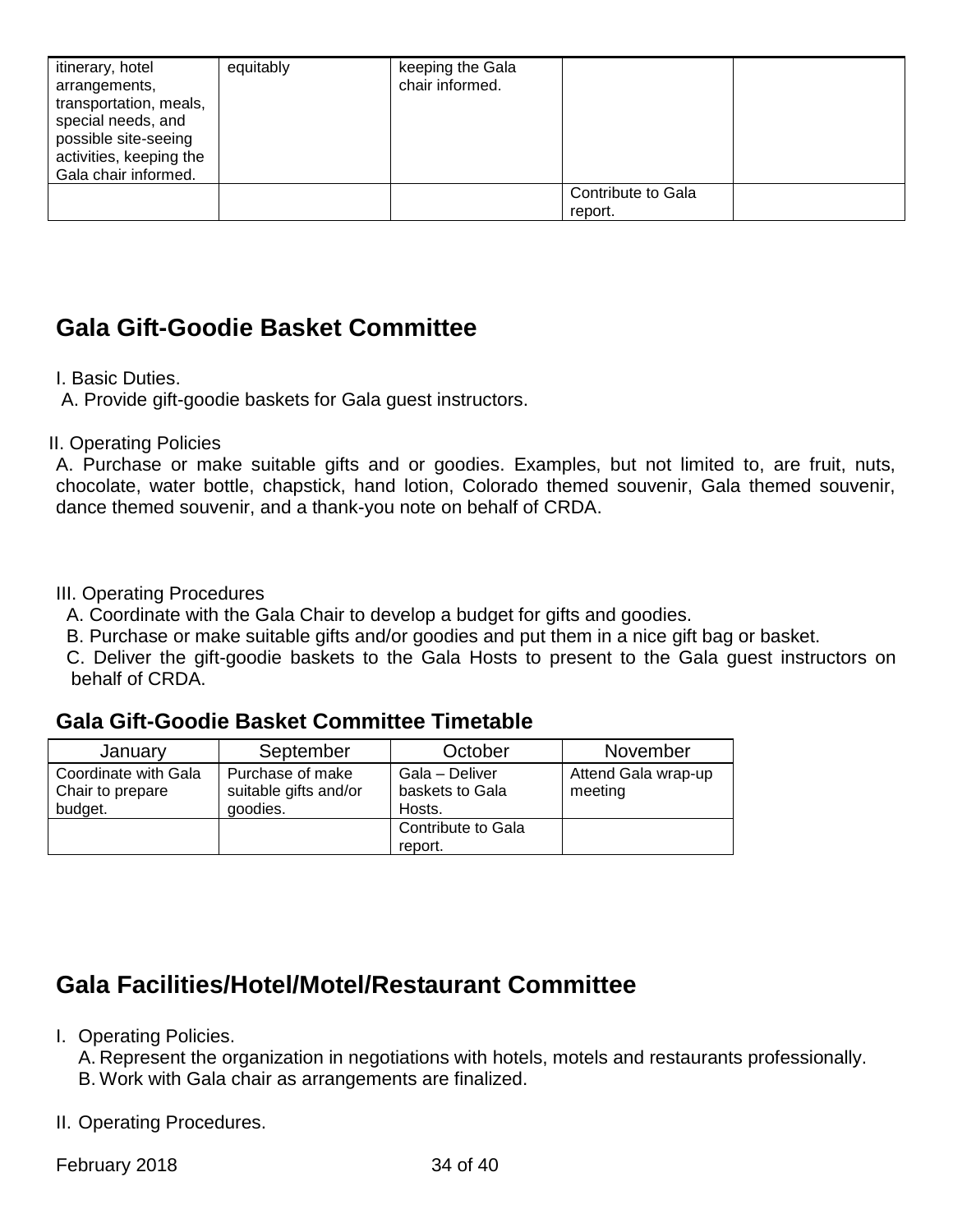| | | | | |
|---|---|---|---|---|
| itinerary, hotel arrangements, transportation, meals, special needs, and possible site-seeing activities, keeping the Gala chair informed. | equitably | keeping the Gala chair informed. | | |
| | | | Contribute to Gala report. | |

## Gala Gift-Goodie Basket Committee

I. Basic Duties.

A. Provide gift-goodie baskets for Gala guest instructors.

II. Operating Policies

A. Purchase or make suitable gifts and or goodies. Examples, but not limited to, are fruit, nuts, chocolate, water bottle, chapstick, hand lotion, Colorado themed souvenir, Gala themed souvenir, dance themed souvenir, and a thank-you note on behalf of CRDA.

III. Operating Procedures

A. Coordinate with the Gala Chair to develop a budget for gifts and goodies.

B. Purchase or make suitable gifts and/or goodies and put them in a nice gift bag or basket.

C. Deliver the gift-goodie baskets to the Gala Hosts to present to the Gala guest instructors on behalf of CRDA.

### Gala Gift-Goodie Basket Committee Timetable

| January | September | October | November |
|---|---|---|---|
| Coordinate with Gala Chair to prepare budget. | Purchase of make suitable gifts and/or goodies. | Gala – Deliver baskets to Gala Hosts. | Attend Gala wrap-up meeting |
| | | Contribute to Gala report. | |

## Gala Facilities/Hotel/Motel/Restaurant Committee

I. Operating Policies.

A. Represent the organization in negotiations with hotels, motels and restaurants professionally.

B. Work with Gala chair as arrangements are finalized.

II. Operating Procedures.

February 2018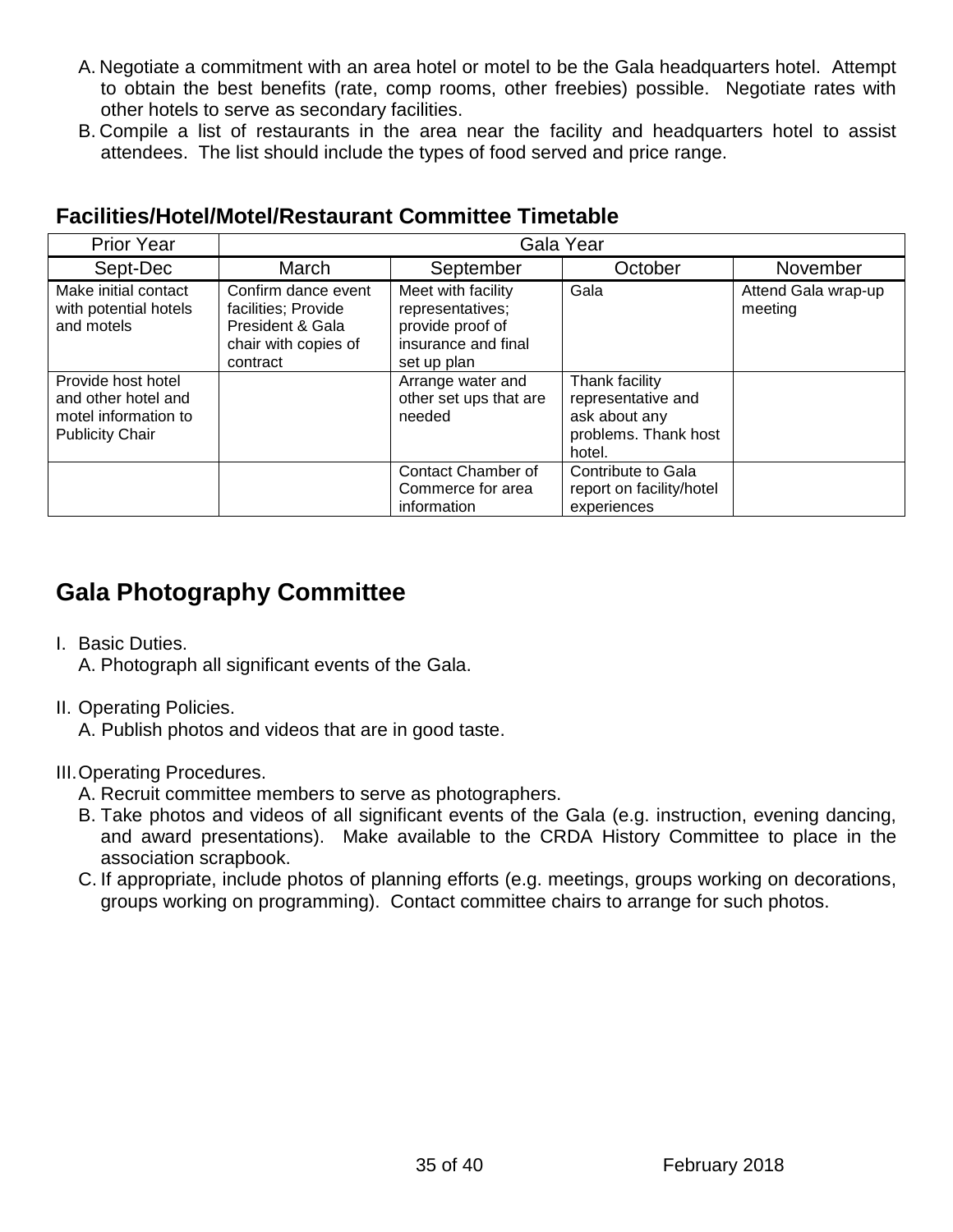A. Negotiate a commitment with an area hotel or motel to be the Gala headquarters hotel. Attempt to obtain the best benefits (rate, comp rooms, other freebies) possible. Negotiate rates with other hotels to serve as secondary facilities.
B. Compile a list of restaurants in the area near the facility and headquarters hotel to assist attendees. The list should include the types of food served and price range.

### Facilities/Hotel/Motel/Restaurant Committee Timetable

| Prior Year | Gala Year | | | |
|---|---|---|---|---|
| Sept-Dec | March | September | October | November |
| Make initial contact with potential hotels and motels | Confirm dance event facilities; Provide President & Gala chair with copies of contract | Meet with facility representatives; provide proof of insurance and final set up plan | Gala | Attend Gala wrap-up meeting |
| Provide host hotel and other hotel and motel information to Publicity Chair | | Arrange water and other set ups that are needed | Thank facility representative and ask about any problems. Thank host hotel. | |
| | | Contact Chamber of Commerce for area information | Contribute to Gala report on facility/hotel experiences | |

## Gala Photography Committee

I. Basic Duties.
   A. Photograph all significant events of the Gala.

II. Operating Policies.
   A. Publish photos and videos that are in good taste.

III. Operating Procedures.
   A. Recruit committee members to serve as photographers.
   B. Take photos and videos of all significant events of the Gala (e.g. instruction, evening dancing, and award presentations). Make available to the CRDA History Committee to place in the association scrapbook.
   C. If appropriate, include photos of planning efforts (e.g. meetings, groups working on decorations, groups working on programming). Contact committee chairs to arrange for such photos.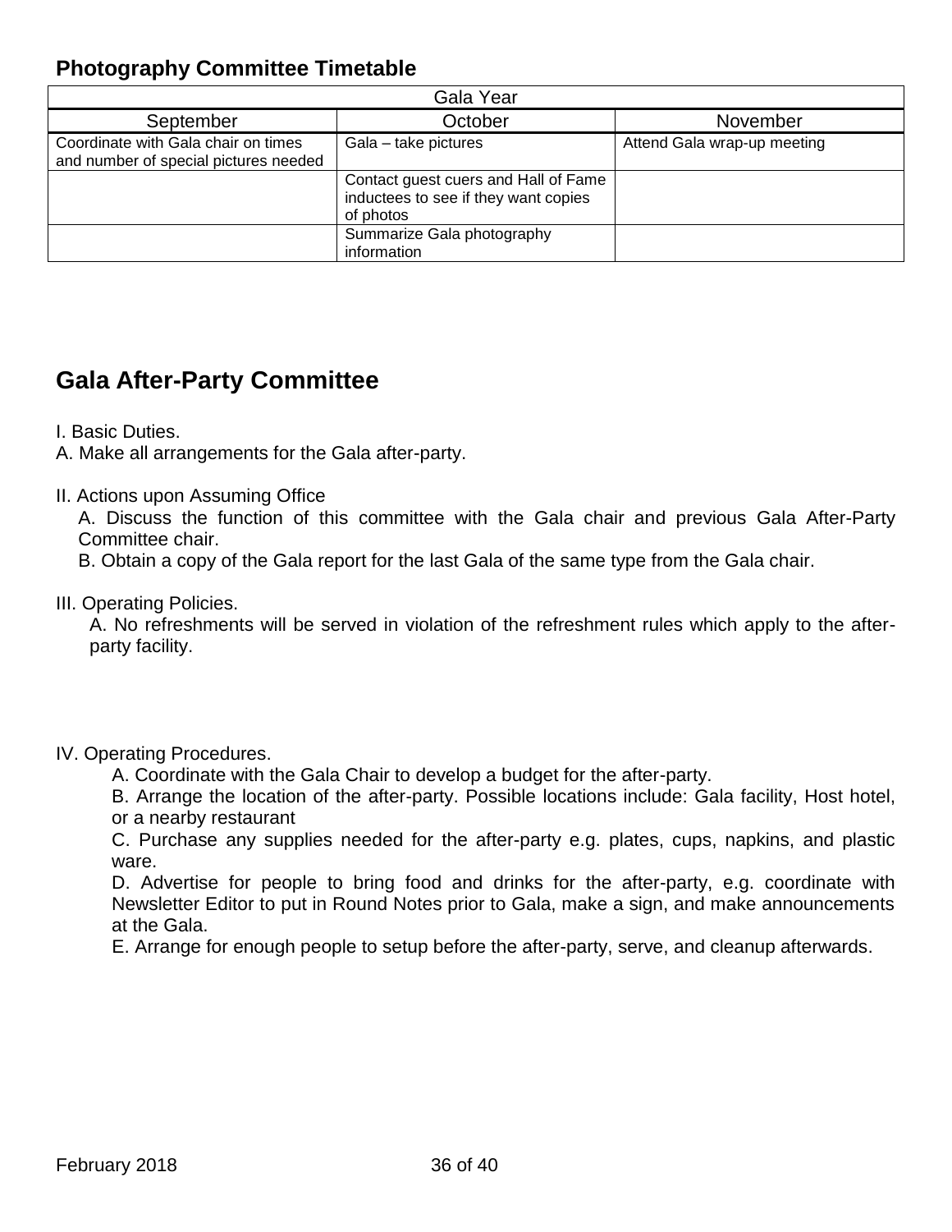## Photography Committee Timetable

| Gala Year | | |
|---|---|---|
| September | October | November |
| Coordinate with Gala chair on times and number of special pictures needed | Gala – take pictures | Attend Gala wrap-up meeting |
| | Contact guest cuers and Hall of Fame inductees to see if they want copies of photos | |
| | Summarize Gala photography information | |

## Gala After-Party Committee

I. Basic Duties.

A. Make all arrangements for the Gala after-party.

II. Actions upon Assuming Office

A. Discuss the function of this committee with the Gala chair and previous Gala After-Party Committee chair.

B. Obtain a copy of the Gala report for the last Gala of the same type from the Gala chair.

III. Operating Policies.

A. No refreshments will be served in violation of the refreshment rules which apply to the after-party facility.

IV. Operating Procedures.

A. Coordinate with the Gala Chair to develop a budget for the after-party.

B. Arrange the location of the after-party. Possible locations include: Gala facility, Host hotel, or a nearby restaurant

C. Purchase any supplies needed for the after-party e.g. plates, cups, napkins, and plastic ware.

D. Advertise for people to bring food and drinks for the after-party, e.g. coordinate with Newsletter Editor to put in Round Notes prior to Gala, make a sign, and make announcements at the Gala.

E. Arrange for enough people to setup before the after-party, serve, and cleanup afterwards.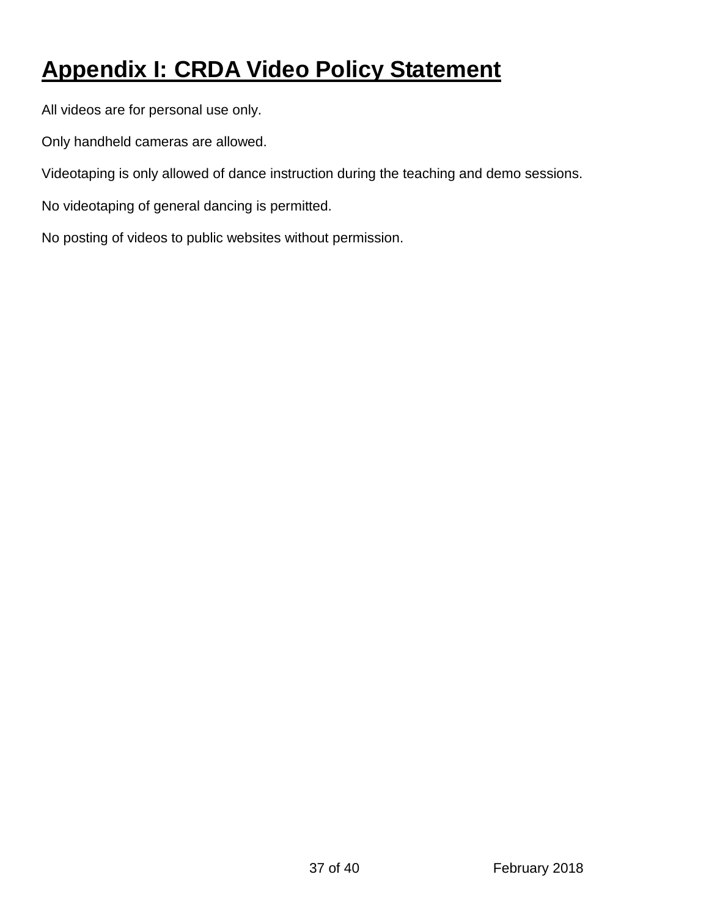# Appendix I: CRDA Video Policy Statement

All videos are for personal use only.

Only handheld cameras are allowed.

Videotaping is only allowed of dance instruction during the teaching and demo sessions.

No videotaping of general dancing is permitted.

No posting of videos to public websites without permission.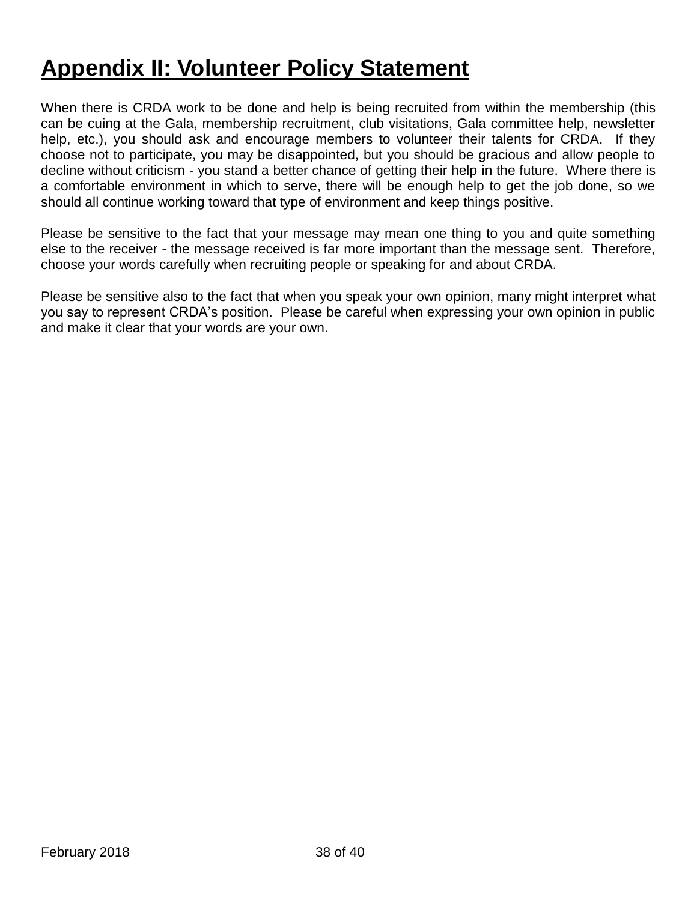# Appendix II: Volunteer Policy Statement

When there is CRDA work to be done and help is being recruited from within the membership (this can be cuing at the Gala, membership recruitment, club visitations, Gala committee help, newsletter help, etc.), you should ask and encourage members to volunteer their talents for CRDA. If they choose not to participate, you may be disappointed, but you should be gracious and allow people to decline without criticism - you stand a better chance of getting their help in the future. Where there is a comfortable environment in which to serve, there will be enough help to get the job done, so we should all continue working toward that type of environment and keep things positive.

Please be sensitive to the fact that your message may mean one thing to you and quite something else to the receiver - the message received is far more important than the message sent. Therefore, choose your words carefully when recruiting people or speaking for and about CRDA.

Please be sensitive also to the fact that when you speak your own opinion, many might interpret what you say to represent CRDA's position. Please be careful when expressing your own opinion in public and make it clear that your words are your own.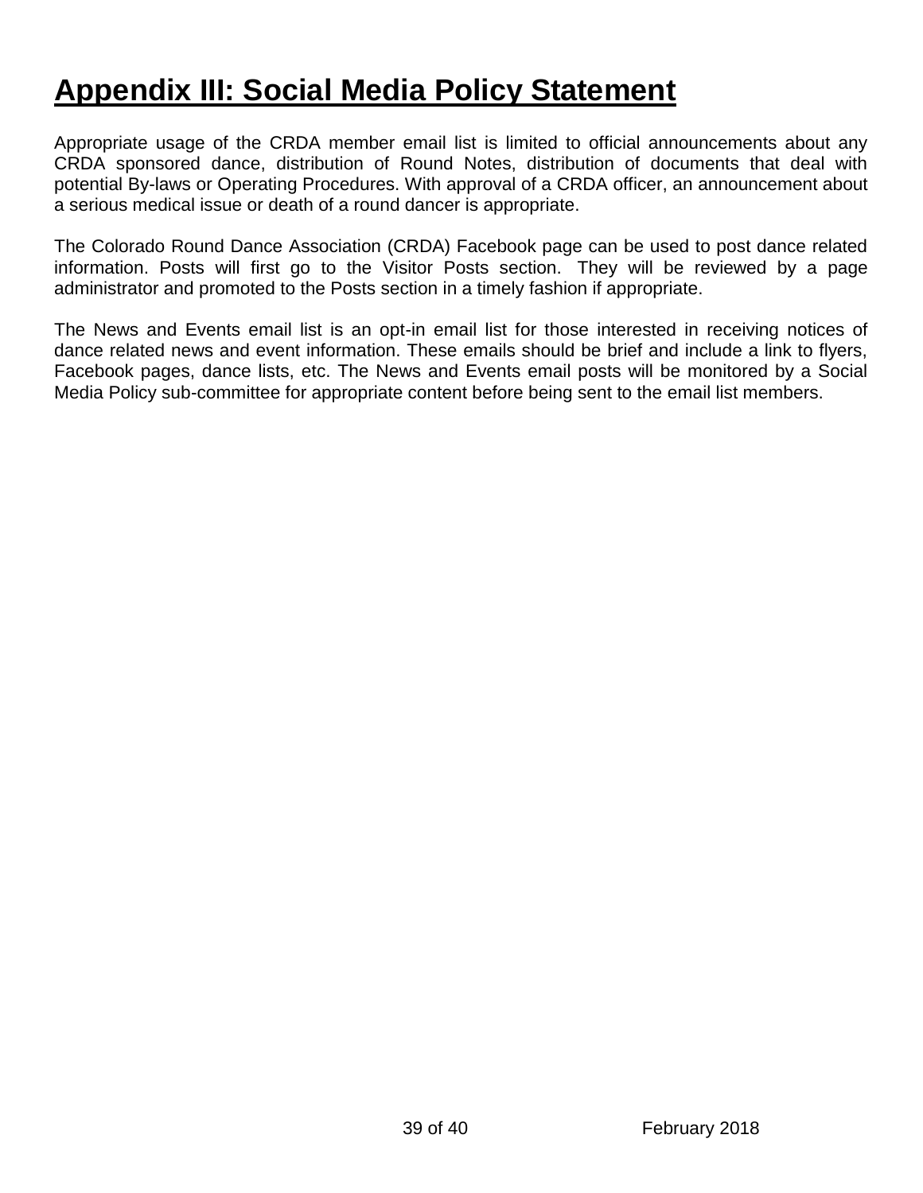# Appendix III: Social Media Policy Statement

Appropriate usage of the CRDA member email list is limited to official announcements about any CRDA sponsored dance, distribution of Round Notes, distribution of documents that deal with potential By-laws or Operating Procedures. With approval of a CRDA officer, an announcement about a serious medical issue or death of a round dancer is appropriate.

The Colorado Round Dance Association (CRDA) Facebook page can be used to post dance related information. Posts will first go to the Visitor Posts section. They will be reviewed by a page administrator and promoted to the Posts section in a timely fashion if appropriate.

The News and Events email list is an opt-in email list for those interested in receiving notices of dance related news and event information. These emails should be brief and include a link to flyers, Facebook pages, dance lists, etc. The News and Events email posts will be monitored by a Social Media Policy sub-committee for appropriate content before being sent to the email list members.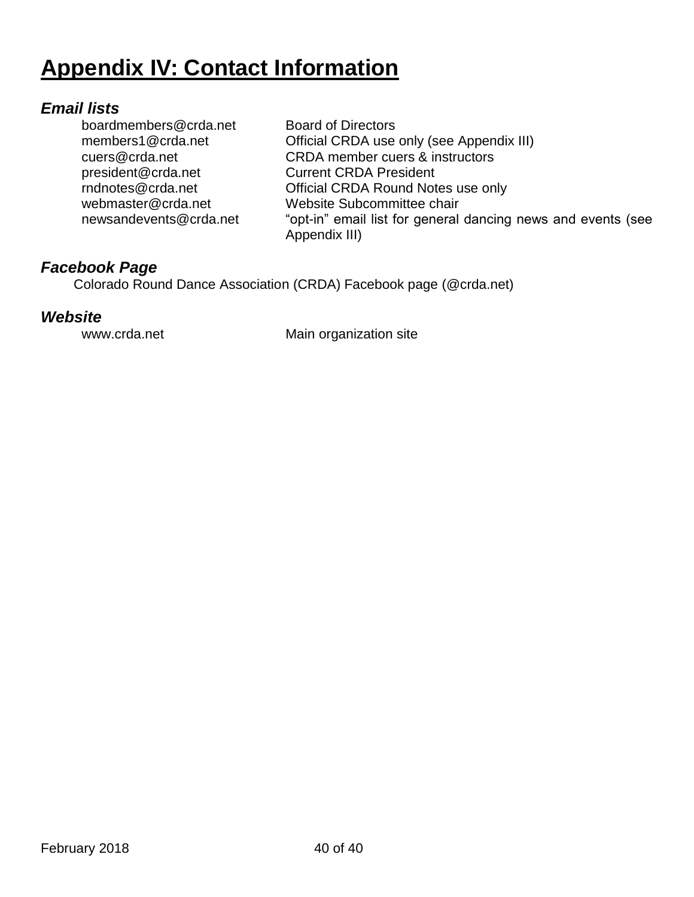# Appendix IV: Contact Information

### *Email lists*

| | |
|---|---|
| boardmembers@crda.net | Board of Directors |
| members1@crda.net | Official CRDA use only (see Appendix III) |
| cuers@crda.net | CRDA member cuers & instructors |
| president@crda.net | Current CRDA President |
| rndnotes@crda.net | Official CRDA Round Notes use only |
| webmaster@crda.net | Website Subcommittee chair |
| newsandevents@crda.net | “opt-in” email list for general dancing news and events (see Appendix III) |

### *Facebook Page*

Colorado Round Dance Association (CRDA) Facebook page (@crda.net)

### *Website*

| | |
|---|---|
| www.crda.net | Main organization site |